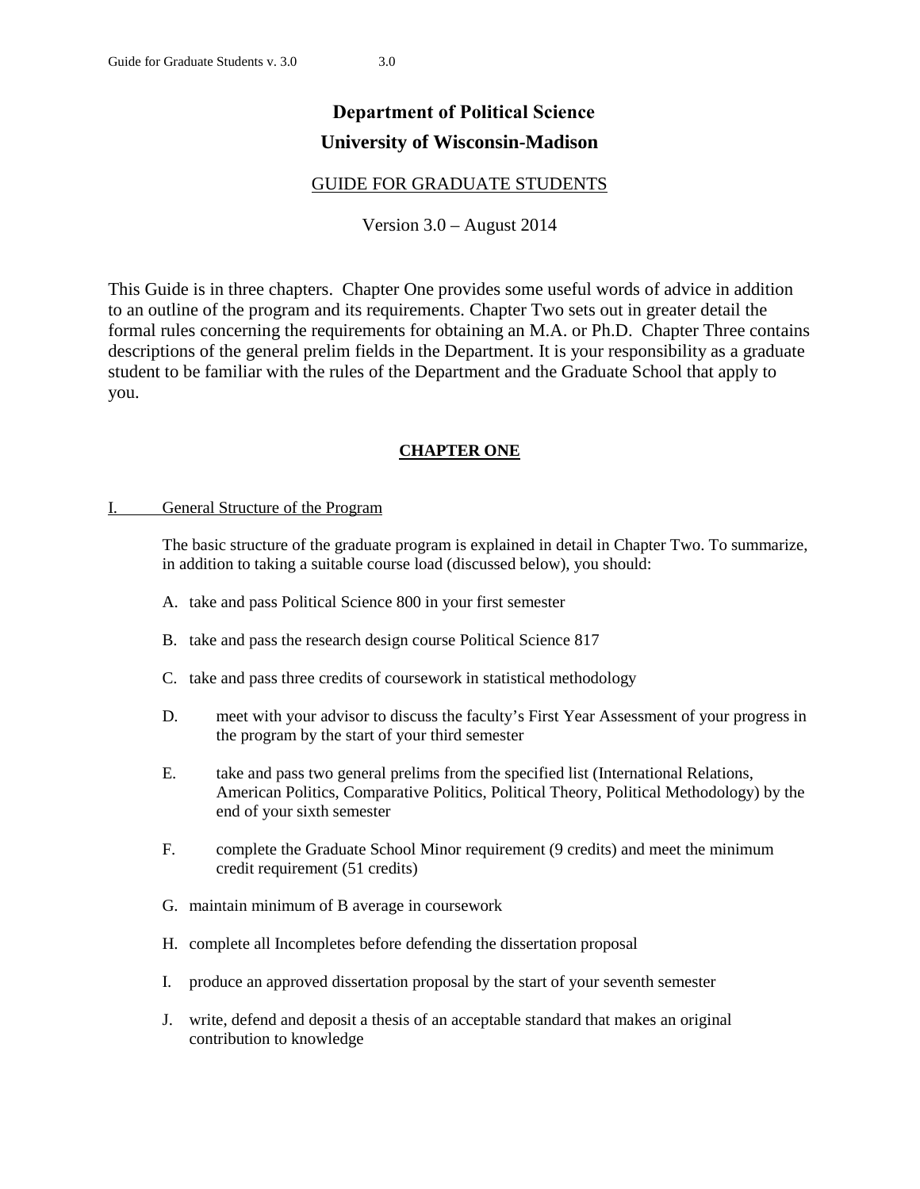# Department of Political Science
# University of Wisconsin-Madison

## GUIDE FOR GRADUATE STUDENTS

Version 3.0 – August 2014

This Guide is in three chapters. Chapter One provides some useful words of advice in addition to an outline of the program and its requirements. Chapter Two sets out in greater detail the formal rules concerning the requirements for obtaining an M.A. or Ph.D. Chapter Three contains descriptions of the general prelim fields in the Department. It is your responsibility as a graduate student to be familiar with the rules of the Department and the Graduate School that apply to you.

## CHAPTER ONE

### I. General Structure of the Program

The basic structure of the graduate program is explained in detail in Chapter Two. To summarize, in addition to taking a suitable course load (discussed below), you should:

A. take and pass Political Science 800 in your first semester

B. take and pass the research design course Political Science 817

C. take and pass three credits of coursework in statistical methodology

D. meet with your advisor to discuss the faculty's First Year Assessment of your progress in the program by the start of your third semester

E. take and pass two general prelims from the specified list (International Relations, American Politics, Comparative Politics, Political Theory, Political Methodology) by the end of your sixth semester

F. complete the Graduate School Minor requirement (9 credits) and meet the minimum credit requirement (51 credits)

G. maintain minimum of B average in coursework

H. complete all Incompletes before defending the dissertation proposal

I. produce an approved dissertation proposal by the start of your seventh semester

J. write, defend and deposit a thesis of an acceptable standard that makes an original contribution to knowledge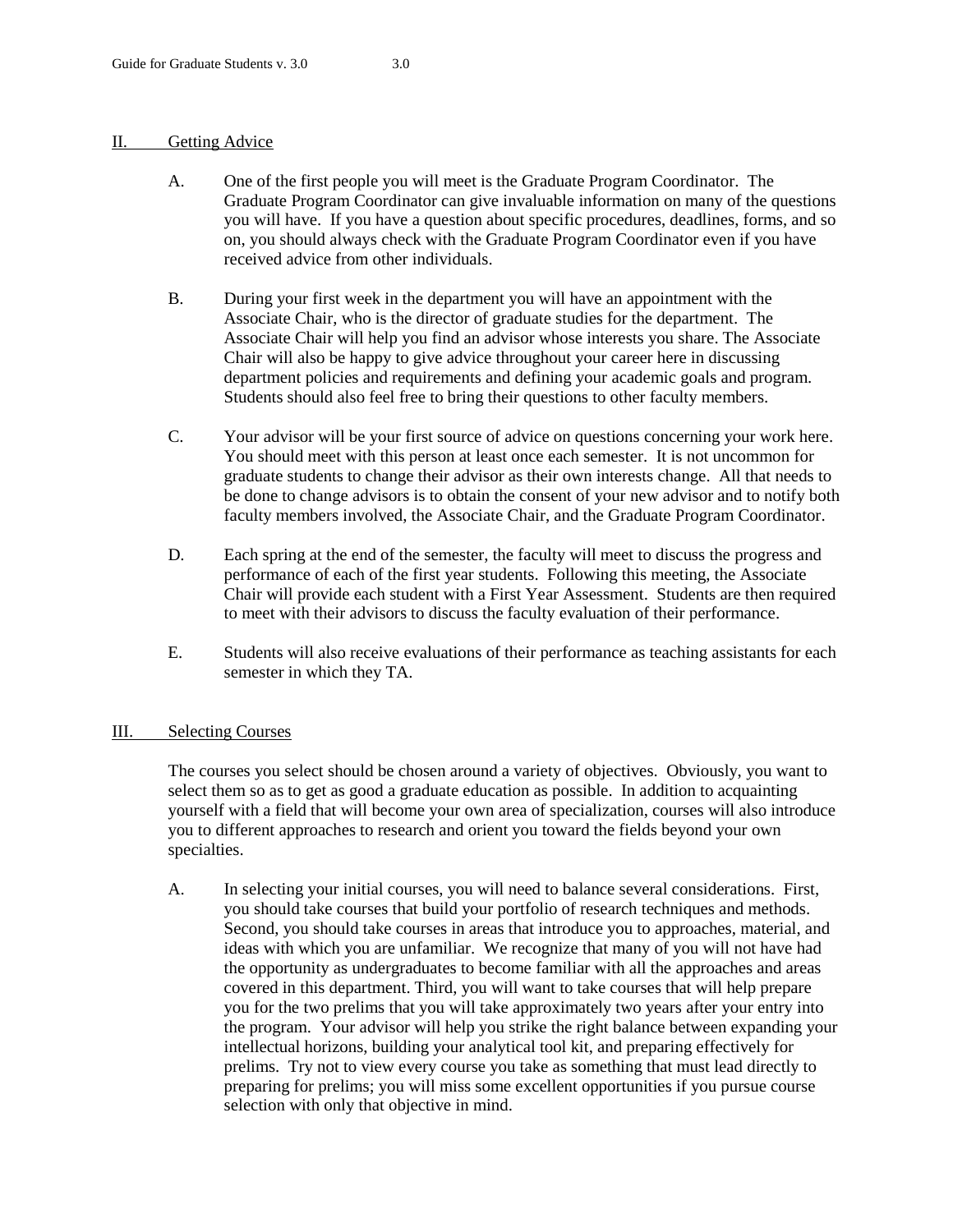## II. Getting Advice

A. One of the first people you will meet is the Graduate Program Coordinator. The Graduate Program Coordinator can give invaluable information on many of the questions you will have. If you have a question about specific procedures, deadlines, forms, and so on, you should always check with the Graduate Program Coordinator even if you have received advice from other individuals.

B. During your first week in the department you will have an appointment with the Associate Chair, who is the director of graduate studies for the department. The Associate Chair will help you find an advisor whose interests you share. The Associate Chair will also be happy to give advice throughout your career here in discussing department policies and requirements and defining your academic goals and program. Students should also feel free to bring their questions to other faculty members.

C. Your advisor will be your first source of advice on questions concerning your work here. You should meet with this person at least once each semester. It is not uncommon for graduate students to change their advisor as their own interests change. All that needs to be done to change advisors is to obtain the consent of your new advisor and to notify both faculty members involved, the Associate Chair, and the Graduate Program Coordinator.

D. Each spring at the end of the semester, the faculty will meet to discuss the progress and performance of each of the first year students. Following this meeting, the Associate Chair will provide each student with a First Year Assessment. Students are then required to meet with their advisors to discuss the faculty evaluation of their performance.

E. Students will also receive evaluations of their performance as teaching assistants for each semester in which they TA.

## III. Selecting Courses

The courses you select should be chosen around a variety of objectives. Obviously, you want to select them so as to get as good a graduate education as possible. In addition to acquainting yourself with a field that will become your own area of specialization, courses will also introduce you to different approaches to research and orient you toward the fields beyond your own specialties.

A. In selecting your initial courses, you will need to balance several considerations. First, you should take courses that build your portfolio of research techniques and methods. Second, you should take courses in areas that introduce you to approaches, material, and ideas with which you are unfamiliar. We recognize that many of you will not have had the opportunity as undergraduates to become familiar with all the approaches and areas covered in this department. Third, you will want to take courses that will help prepare you for the two prelims that you will take approximately two years after your entry into the program. Your advisor will help you strike the right balance between expanding your intellectual horizons, building your analytical tool kit, and preparing effectively for prelims. Try not to view every course you take as something that must lead directly to preparing for prelims; you will miss some excellent opportunities if you pursue course selection with only that objective in mind.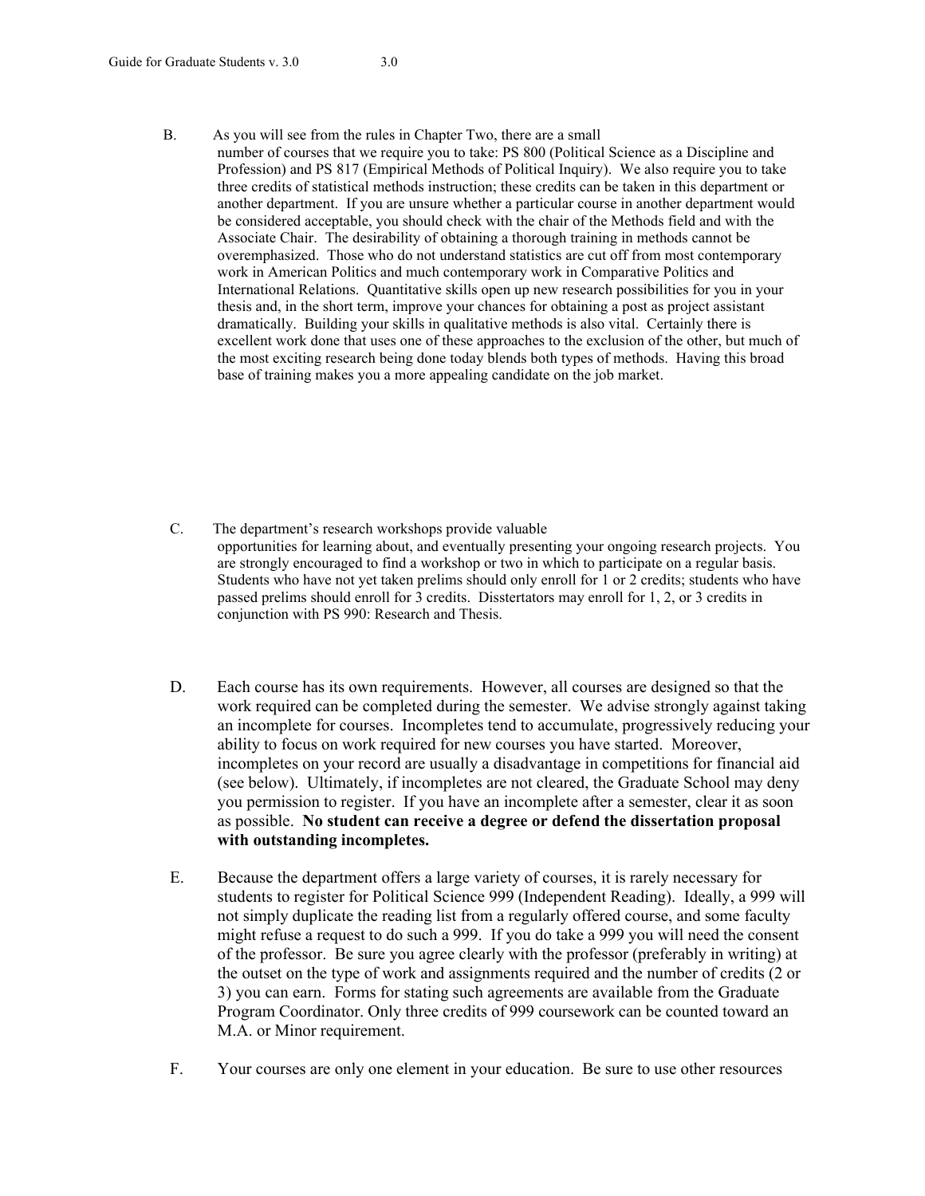B. As you will see from the rules in Chapter Two, there are a small number of courses that we require you to take: PS 800 (Political Science as a Discipline and Profession) and PS 817 (Empirical Methods of Political Inquiry). We also require you to take three credits of statistical methods instruction; these credits can be taken in this department or another department. If you are unsure whether a particular course in another department would be considered acceptable, you should check with the chair of the Methods field and with the Associate Chair. The desirability of obtaining a thorough training in methods cannot be overemphasized. Those who do not understand statistics are cut off from most contemporary work in American Politics and much contemporary work in Comparative Politics and International Relations. Quantitative skills open up new research possibilities for you in your thesis and, in the short term, improve your chances for obtaining a post as project assistant dramatically. Building your skills in qualitative methods is also vital. Certainly there is excellent work done that uses one of these approaches to the exclusion of the other, but much of the most exciting research being done today blends both types of methods. Having this broad base of training makes you a more appealing candidate on the job market.

C. The department's research workshops provide valuable opportunities for learning about, and eventually presenting your ongoing research projects. You are strongly encouraged to find a workshop or two in which to participate on a regular basis. Students who have not yet taken prelims should only enroll for 1 or 2 credits; students who have passed prelims should enroll for 3 credits. Disstertators may enroll for 1, 2, or 3 credits in conjunction with PS 990: Research and Thesis.

D. Each course has its own requirements. However, all courses are designed so that the work required can be completed during the semester. We advise strongly against taking an incomplete for courses. Incompletes tend to accumulate, progressively reducing your ability to focus on work required for new courses you have started. Moreover, incompletes on your record are usually a disadvantage in competitions for financial aid (see below). Ultimately, if incompletes are not cleared, the Graduate School may deny you permission to register. If you have an incomplete after a semester, clear it as soon as possible. **No student can receive a degree or defend the dissertation proposal with outstanding incompletes.**

E. Because the department offers a large variety of courses, it is rarely necessary for students to register for Political Science 999 (Independent Reading). Ideally, a 999 will not simply duplicate the reading list from a regularly offered course, and some faculty might refuse a request to do such a 999. If you do take a 999 you will need the consent of the professor. Be sure you agree clearly with the professor (preferably in writing) at the outset on the type of work and assignments required and the number of credits (2 or 3) you can earn. Forms for stating such agreements are available from the Graduate Program Coordinator. Only three credits of 999 coursework can be counted toward an M.A. or Minor requirement.

F. Your courses are only one element in your education. Be sure to use other resources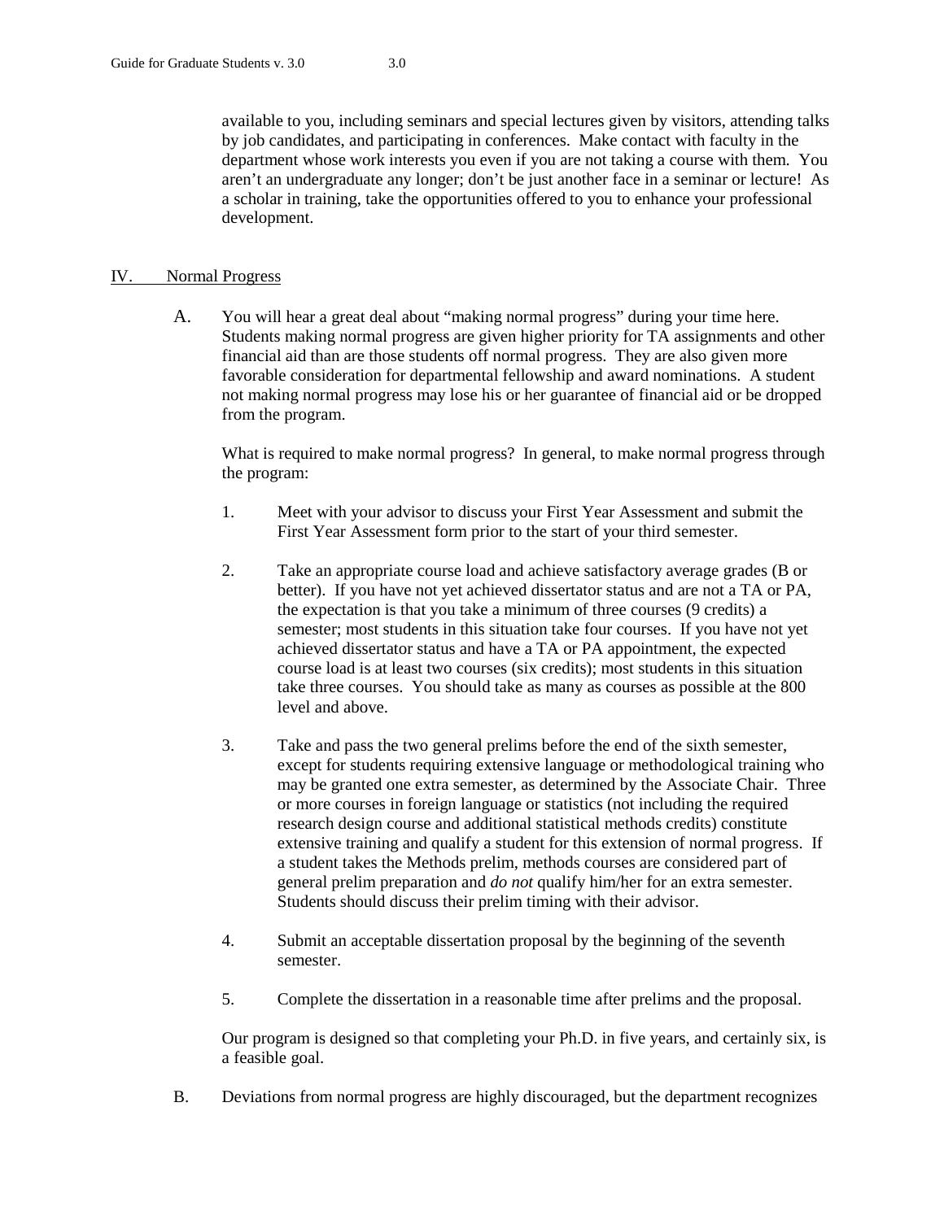available to you, including seminars and special lectures given by visitors, attending talks by job candidates, and participating in conferences. Make contact with faculty in the department whose work interests you even if you are not taking a course with them. You aren't an undergraduate any longer; don't be just another face in a seminar or lecture! As a scholar in training, take the opportunities offered to you to enhance your professional development.

## IV. Normal Progress

A. You will hear a great deal about "making normal progress" during your time here. Students making normal progress are given higher priority for TA assignments and other financial aid than are those students off normal progress. They are also given more favorable consideration for departmental fellowship and award nominations. A student not making normal progress may lose his or her guarantee of financial aid or be dropped from the program.

What is required to make normal progress? In general, to make normal progress through the program:

1. Meet with your advisor to discuss your First Year Assessment and submit the First Year Assessment form prior to the start of your third semester.

2. Take an appropriate course load and achieve satisfactory average grades (B or better). If you have not yet achieved dissertator status and are not a TA or PA, the expectation is that you take a minimum of three courses (9 credits) a semester; most students in this situation take four courses. If you have not yet achieved dissertator status and have a TA or PA appointment, the expected course load is at least two courses (six credits); most students in this situation take three courses. You should take as many as courses as possible at the 800 level and above.

3. Take and pass the two general prelims before the end of the sixth semester, except for students requiring extensive language or methodological training who may be granted one extra semester, as determined by the Associate Chair. Three or more courses in foreign language or statistics (not including the required research design course and additional statistical methods credits) constitute extensive training and qualify a student for this extension of normal progress. If a student takes the Methods prelim, methods courses are considered part of general prelim preparation and *do not* qualify him/her for an extra semester. Students should discuss their prelim timing with their advisor.

4. Submit an acceptable dissertation proposal by the beginning of the seventh semester.

5. Complete the dissertation in a reasonable time after prelims and the proposal.

Our program is designed so that completing your Ph.D. in five years, and certainly six, is a feasible goal.

B. Deviations from normal progress are highly discouraged, but the department recognizes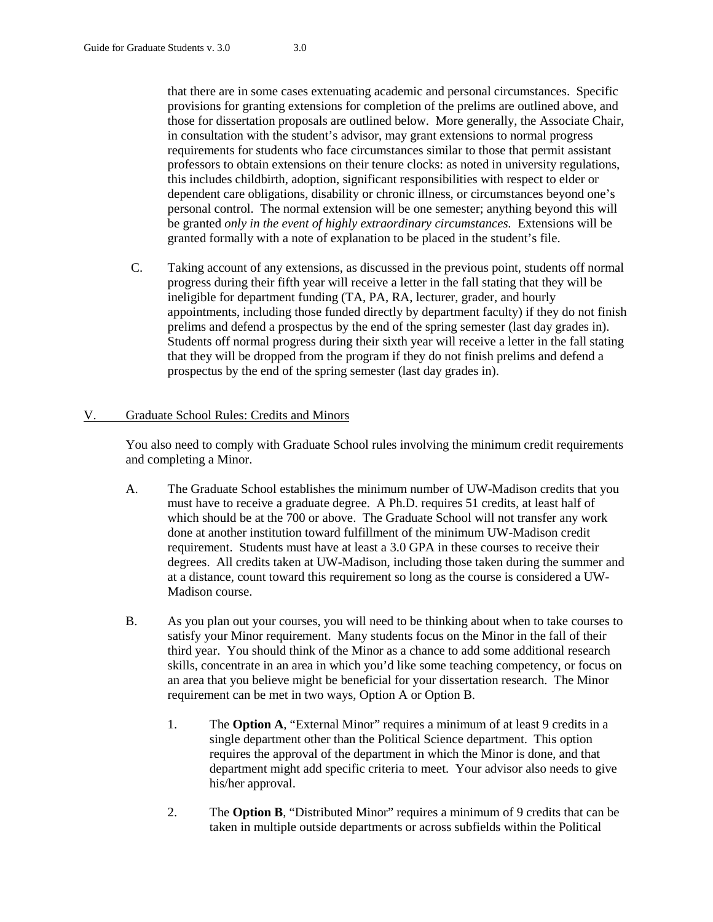that there are in some cases extenuating academic and personal circumstances. Specific provisions for granting extensions for completion of the prelims are outlined above, and those for dissertation proposals are outlined below. More generally, the Associate Chair, in consultation with the student's advisor, may grant extensions to normal progress requirements for students who face circumstances similar to those that permit assistant professors to obtain extensions on their tenure clocks: as noted in university regulations, this includes childbirth, adoption, significant responsibilities with respect to elder or dependent care obligations, disability or chronic illness, or circumstances beyond one's personal control. The normal extension will be one semester; anything beyond this will be granted *only in the event of highly extraordinary circumstances.* Extensions will be granted formally with a note of explanation to be placed in the student's file.

C. Taking account of any extensions, as discussed in the previous point, students off normal progress during their fifth year will receive a letter in the fall stating that they will be ineligible for department funding (TA, PA, RA, lecturer, grader, and hourly appointments, including those funded directly by department faculty) if they do not finish prelims and defend a prospectus by the end of the spring semester (last day grades in). Students off normal progress during their sixth year will receive a letter in the fall stating that they will be dropped from the program if they do not finish prelims and defend a prospectus by the end of the spring semester (last day grades in).

## V. Graduate School Rules: Credits and Minors

You also need to comply with Graduate School rules involving the minimum credit requirements and completing a Minor.

A. The Graduate School establishes the minimum number of UW-Madison credits that you must have to receive a graduate degree. A Ph.D. requires 51 credits, at least half of which should be at the 700 or above. The Graduate School will not transfer any work done at another institution toward fulfillment of the minimum UW-Madison credit requirement. Students must have at least a 3.0 GPA in these courses to receive their degrees. All credits taken at UW-Madison, including those taken during the summer and at a distance, count toward this requirement so long as the course is considered a UW-Madison course.

B. As you plan out your courses, you will need to be thinking about when to take courses to satisfy your Minor requirement. Many students focus on the Minor in the fall of their third year. You should think of the Minor as a chance to add some additional research skills, concentrate in an area in which you'd like some teaching competency, or focus on an area that you believe might be beneficial for your dissertation research. The Minor requirement can be met in two ways, Option A or Option B.

1. The **Option A**, "External Minor" requires a minimum of at least 9 credits in a single department other than the Political Science department. This option requires the approval of the department in which the Minor is done, and that department might add specific criteria to meet. Your advisor also needs to give his/her approval.

2. The **Option B**, "Distributed Minor" requires a minimum of 9 credits that can be taken in multiple outside departments or across subfields within the Political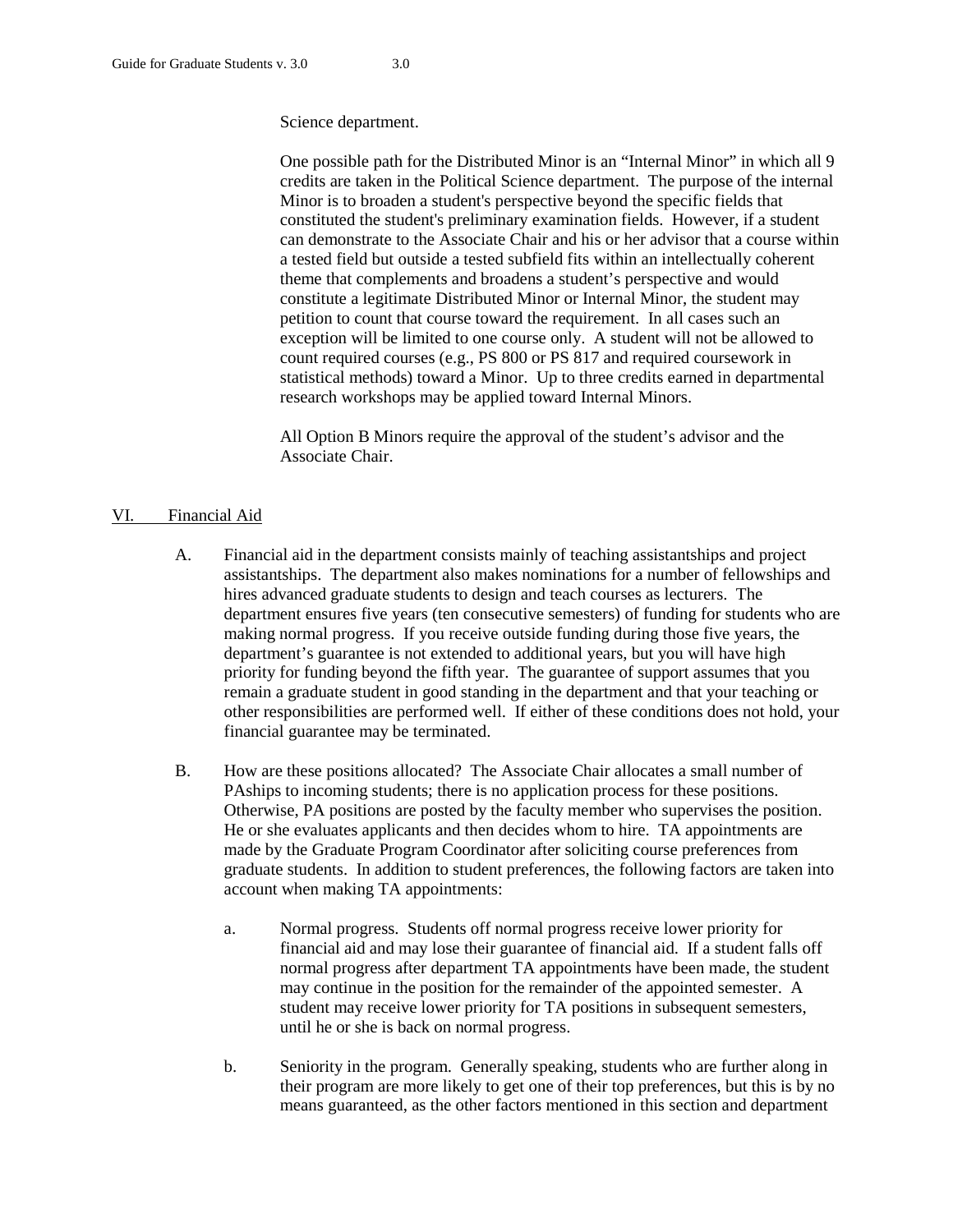Science department.

One possible path for the Distributed Minor is an "Internal Minor" in which all 9 credits are taken in the Political Science department. The purpose of the internal Minor is to broaden a student's perspective beyond the specific fields that constituted the student's preliminary examination fields. However, if a student can demonstrate to the Associate Chair and his or her advisor that a course within a tested field but outside a tested subfield fits within an intellectually coherent theme that complements and broadens a student's perspective and would constitute a legitimate Distributed Minor or Internal Minor, the student may petition to count that course toward the requirement. In all cases such an exception will be limited to one course only. A student will not be allowed to count required courses (e.g., PS 800 or PS 817 and required coursework in statistical methods) toward a Minor. Up to three credits earned in departmental research workshops may be applied toward Internal Minors.

All Option B Minors require the approval of the student's advisor and the Associate Chair.

## VI. Financial Aid

A. Financial aid in the department consists mainly of teaching assistantships and project assistantships. The department also makes nominations for a number of fellowships and hires advanced graduate students to design and teach courses as lecturers. The department ensures five years (ten consecutive semesters) of funding for students who are making normal progress. If you receive outside funding during those five years, the department's guarantee is not extended to additional years, but you will have high priority for funding beyond the fifth year. The guarantee of support assumes that you remain a graduate student in good standing in the department and that your teaching or other responsibilities are performed well. If either of these conditions does not hold, your financial guarantee may be terminated.

B. How are these positions allocated? The Associate Chair allocates a small number of PAships to incoming students; there is no application process for these positions. Otherwise, PA positions are posted by the faculty member who supervises the position. He or she evaluates applicants and then decides whom to hire. TA appointments are made by the Graduate Program Coordinator after soliciting course preferences from graduate students. In addition to student preferences, the following factors are taken into account when making TA appointments:

   a. Normal progress. Students off normal progress receive lower priority for financial aid and may lose their guarantee of financial aid. If a student falls off normal progress after department TA appointments have been made, the student may continue in the position for the remainder of the appointed semester. A student may receive lower priority for TA positions in subsequent semesters, until he or she is back on normal progress.

   b. Seniority in the program. Generally speaking, students who are further along in their program are more likely to get one of their top preferences, but this is by no means guaranteed, as the other factors mentioned in this section and department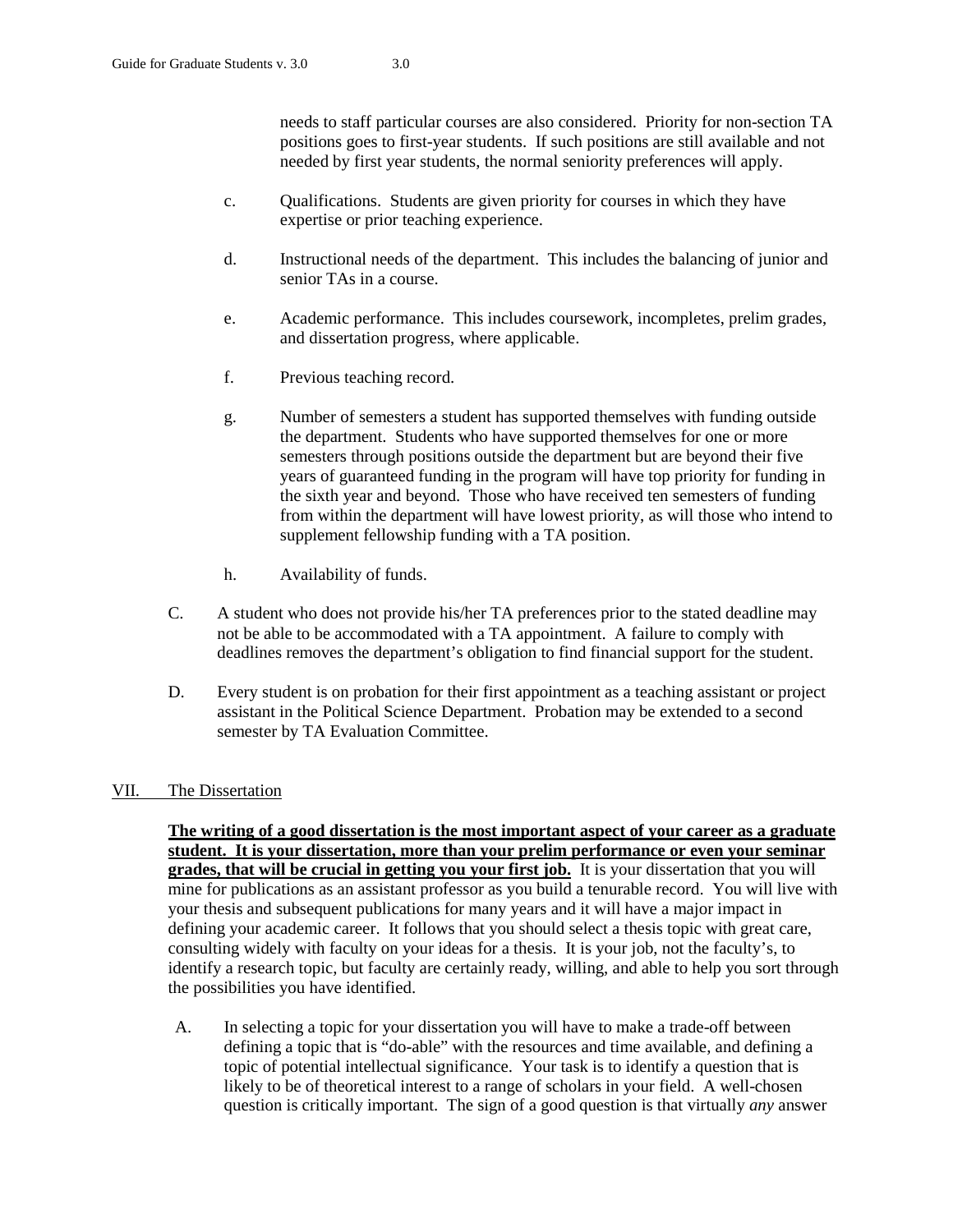needs to staff particular courses are also considered. Priority for non-section TA positions goes to first-year students. If such positions are still available and not needed by first year students, the normal seniority preferences will apply.

c. Qualifications. Students are given priority for courses in which they have expertise or prior teaching experience.

d. Instructional needs of the department. This includes the balancing of junior and senior TAs in a course.

e. Academic performance. This includes coursework, incompletes, prelim grades, and dissertation progress, where applicable.

f. Previous teaching record.

g. Number of semesters a student has supported themselves with funding outside the department. Students who have supported themselves for one or more semesters through positions outside the department but are beyond their five years of guaranteed funding in the program will have top priority for funding in the sixth year and beyond. Those who have received ten semesters of funding from within the department will have lowest priority, as will those who intend to supplement fellowship funding with a TA position.

h. Availability of funds.

C. A student who does not provide his/her TA preferences prior to the stated deadline may not be able to be accommodated with a TA appointment. A failure to comply with deadlines removes the department's obligation to find financial support for the student.

D. Every student is on probation for their first appointment as a teaching assistant or project assistant in the Political Science Department. Probation may be extended to a second semester by TA Evaluation Committee.

## VII. The Dissertation

**The writing of a good dissertation is the most important aspect of your career as a graduate student. It is your dissertation, more than your prelim performance or even your seminar grades, that will be crucial in getting you your first job.** It is your dissertation that you will mine for publications as an assistant professor as you build a tenurable record. You will live with your thesis and subsequent publications for many years and it will have a major impact in defining your academic career. It follows that you should select a thesis topic with great care, consulting widely with faculty on your ideas for a thesis. It is your job, not the faculty's, to identify a research topic, but faculty are certainly ready, willing, and able to help you sort through the possibilities you have identified.

A. In selecting a topic for your dissertation you will have to make a trade-off between defining a topic that is "do-able" with the resources and time available, and defining a topic of potential intellectual significance. Your task is to identify a question that is likely to be of theoretical interest to a range of scholars in your field. A well-chosen question is critically important. The sign of a good question is that virtually *any* answer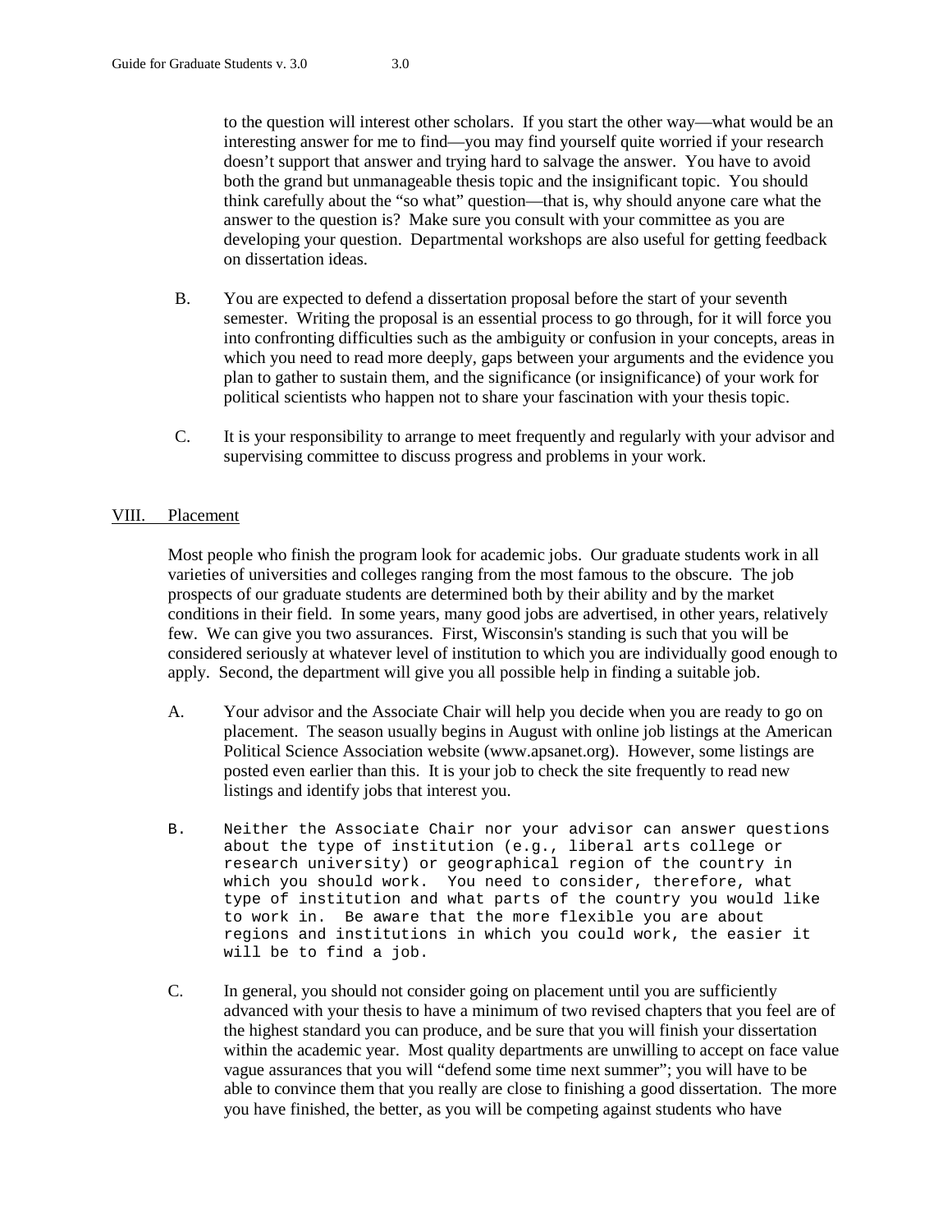to the question will interest other scholars. If you start the other way—what would be an interesting answer for me to find—you may find yourself quite worried if your research doesn't support that answer and trying hard to salvage the answer. You have to avoid both the grand but unmanageable thesis topic and the insignificant topic. You should think carefully about the "so what" question—that is, why should anyone care what the answer to the question is? Make sure you consult with your committee as you are developing your question. Departmental workshops are also useful for getting feedback on dissertation ideas.

B. You are expected to defend a dissertation proposal before the start of your seventh semester. Writing the proposal is an essential process to go through, for it will force you into confronting difficulties such as the ambiguity or confusion in your concepts, areas in which you need to read more deeply, gaps between your arguments and the evidence you plan to gather to sustain them, and the significance (or insignificance) of your work for political scientists who happen not to share your fascination with your thesis topic.

C. It is your responsibility to arrange to meet frequently and regularly with your advisor and supervising committee to discuss progress and problems in your work.

## VIII. Placement

Most people who finish the program look for academic jobs. Our graduate students work in all varieties of universities and colleges ranging from the most famous to the obscure. The job prospects of our graduate students are determined both by their ability and by the market conditions in their field. In some years, many good jobs are advertised, in other years, relatively few. We can give you two assurances. First, Wisconsin's standing is such that you will be considered seriously at whatever level of institution to which you are individually good enough to apply. Second, the department will give you all possible help in finding a suitable job.

A. Your advisor and the Associate Chair will help you decide when you are ready to go on placement. The season usually begins in August with online job listings at the American Political Science Association website (www.apsanet.org). However, some listings are posted even earlier than this. It is your job to check the site frequently to read new listings and identify jobs that interest you.

B. Neither the Associate Chair nor your advisor can answer questions about the type of institution (e.g., liberal arts college or research university) or geographical region of the country in which you should work. You need to consider, therefore, what type of institution and what parts of the country you would like to work in. Be aware that the more flexible you are about regions and institutions in which you could work, the easier it will be to find a job.

C. In general, you should not consider going on placement until you are sufficiently advanced with your thesis to have a minimum of two revised chapters that you feel are of the highest standard you can produce, and be sure that you will finish your dissertation within the academic year. Most quality departments are unwilling to accept on face value vague assurances that you will "defend some time next summer"; you will have to be able to convince them that you really are close to finishing a good dissertation. The more you have finished, the better, as you will be competing against students who have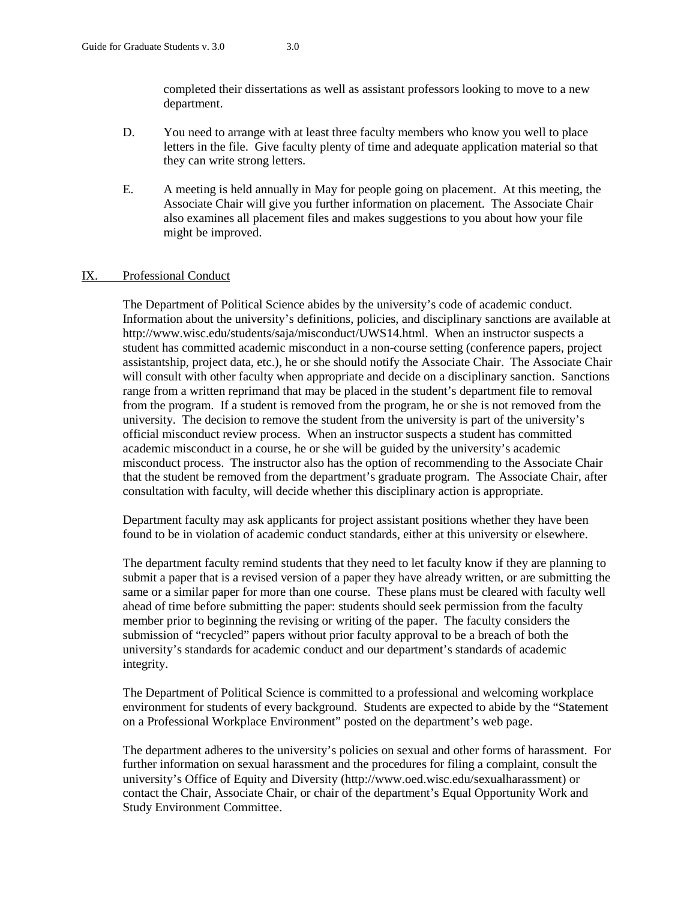completed their dissertations as well as assistant professors looking to move to a new department.

D. You need to arrange with at least three faculty members who know you well to place letters in the file. Give faculty plenty of time and adequate application material so that they can write strong letters.

E. A meeting is held annually in May for people going on placement. At this meeting, the Associate Chair will give you further information on placement. The Associate Chair also examines all placement files and makes suggestions to you about how your file might be improved.

## IX. Professional Conduct

The Department of Political Science abides by the university's code of academic conduct. Information about the university's definitions, policies, and disciplinary sanctions are available at http://www.wisc.edu/students/saja/misconduct/UWS14.html. When an instructor suspects a student has committed academic misconduct in a non-course setting (conference papers, project assistantship, project data, etc.), he or she should notify the Associate Chair. The Associate Chair will consult with other faculty when appropriate and decide on a disciplinary sanction. Sanctions range from a written reprimand that may be placed in the student's department file to removal from the program. If a student is removed from the program, he or she is not removed from the university. The decision to remove the student from the university is part of the university's official misconduct review process. When an instructor suspects a student has committed academic misconduct in a course, he or she will be guided by the university's academic misconduct process. The instructor also has the option of recommending to the Associate Chair that the student be removed from the department's graduate program. The Associate Chair, after consultation with faculty, will decide whether this disciplinary action is appropriate.

Department faculty may ask applicants for project assistant positions whether they have been found to be in violation of academic conduct standards, either at this university or elsewhere.

The department faculty remind students that they need to let faculty know if they are planning to submit a paper that is a revised version of a paper they have already written, or are submitting the same or a similar paper for more than one course. These plans must be cleared with faculty well ahead of time before submitting the paper: students should seek permission from the faculty member prior to beginning the revising or writing of the paper. The faculty considers the submission of "recycled" papers without prior faculty approval to be a breach of both the university's standards for academic conduct and our department's standards of academic integrity.

The Department of Political Science is committed to a professional and welcoming workplace environment for students of every background. Students are expected to abide by the "Statement on a Professional Workplace Environment" posted on the department's web page.

The department adheres to the university's policies on sexual and other forms of harassment. For further information on sexual harassment and the procedures for filing a complaint, consult the university's Office of Equity and Diversity (http://www.oed.wisc.edu/sexualharassment) or contact the Chair, Associate Chair, or chair of the department's Equal Opportunity Work and Study Environment Committee.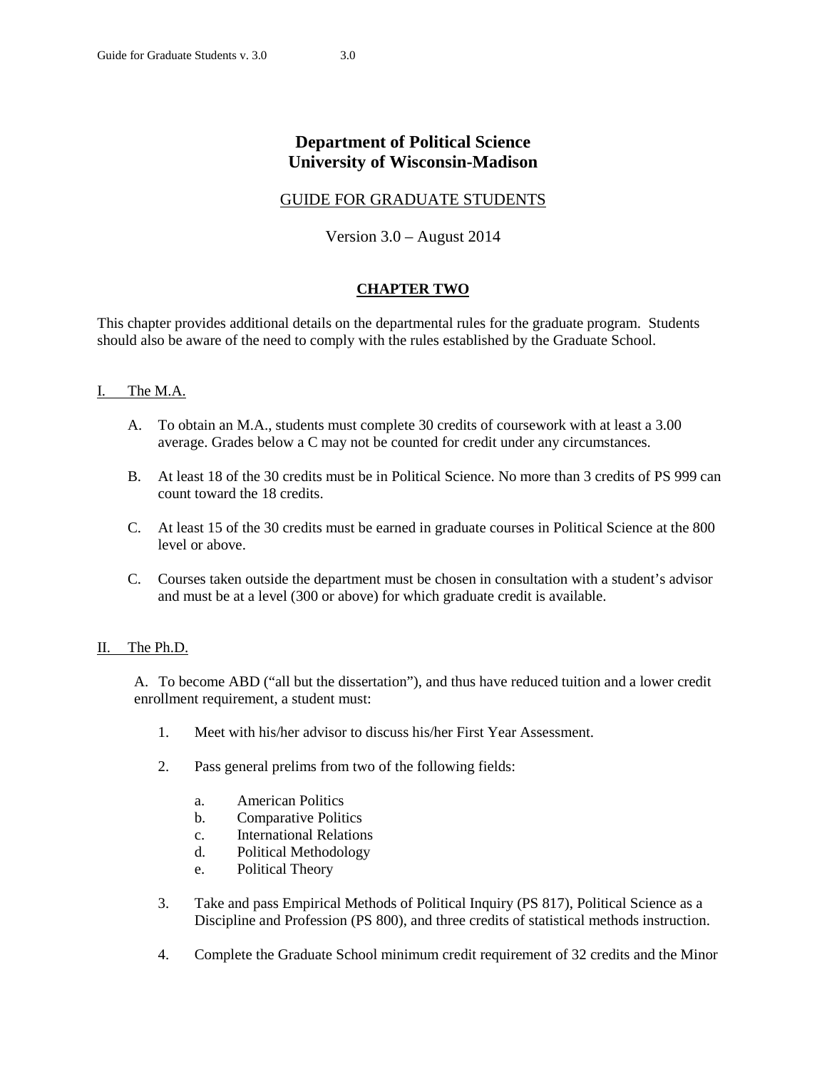# Department of Political Science
# University of Wisconsin-Madison

## GUIDE FOR GRADUATE STUDENTS

Version 3.0 – August 2014

## CHAPTER TWO

This chapter provides additional details on the departmental rules for the graduate program. Students should also be aware of the need to comply with the rules established by the Graduate School.

### I. The M.A.

A. To obtain an M.A., students must complete 30 credits of coursework with at least a 3.00 average. Grades below a C may not be counted for credit under any circumstances.

B. At least 18 of the 30 credits must be in Political Science. No more than 3 credits of PS 999 can count toward the 18 credits.

C. At least 15 of the 30 credits must be earned in graduate courses in Political Science at the 800 level or above.

C. Courses taken outside the department must be chosen in consultation with a student's advisor and must be at a level (300 or above) for which graduate credit is available.

### II. The Ph.D.

A. To become ABD ("all but the dissertation"), and thus have reduced tuition and a lower credit enrollment requirement, a student must:

1. Meet with his/her advisor to discuss his/her First Year Assessment.

2. Pass general prelims from two of the following fields:

   a. American Politics
   b. Comparative Politics
   c. International Relations
   d. Political Methodology
   e. Political Theory

3. Take and pass Empirical Methods of Political Inquiry (PS 817), Political Science as a Discipline and Profession (PS 800), and three credits of statistical methods instruction.

4. Complete the Graduate School minimum credit requirement of 32 credits and the Minor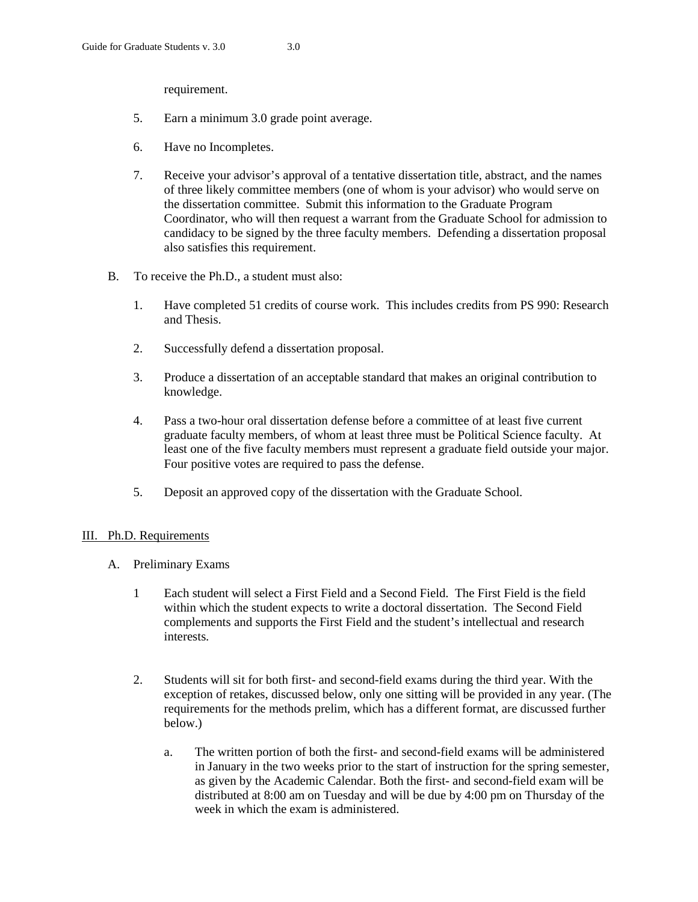requirement.

5. Earn a minimum 3.0 grade point average.

6. Have no Incompletes.

7. Receive your advisor's approval of a tentative dissertation title, abstract, and the names of three likely committee members (one of whom is your advisor) who would serve on the dissertation committee. Submit this information to the Graduate Program Coordinator, who will then request a warrant from the Graduate School for admission to candidacy to be signed by the three faculty members. Defending a dissertation proposal also satisfies this requirement.

B. To receive the Ph.D., a student must also:

1. Have completed 51 credits of course work. This includes credits from PS 990: Research and Thesis.

2. Successfully defend a dissertation proposal.

3. Produce a dissertation of an acceptable standard that makes an original contribution to knowledge.

4. Pass a two-hour oral dissertation defense before a committee of at least five current graduate faculty members, of whom at least three must be Political Science faculty. At least one of the five faculty members must represent a graduate field outside your major. Four positive votes are required to pass the defense.

5. Deposit an approved copy of the dissertation with the Graduate School.

## III. Ph.D. Requirements

A. Preliminary Exams

1 Each student will select a First Field and a Second Field. The First Field is the field within which the student expects to write a doctoral dissertation. The Second Field complements and supports the First Field and the student's intellectual and research interests.

2. Students will sit for both first- and second-field exams during the third year. With the exception of retakes, discussed below, only one sitting will be provided in any year. (The requirements for the methods prelim, which has a different format, are discussed further below.)

   a. The written portion of both the first- and second-field exams will be administered in January in the two weeks prior to the start of instruction for the spring semester, as given by the Academic Calendar. Both the first- and second-field exam will be distributed at 8:00 am on Tuesday and will be due by 4:00 pm on Thursday of the week in which the exam is administered.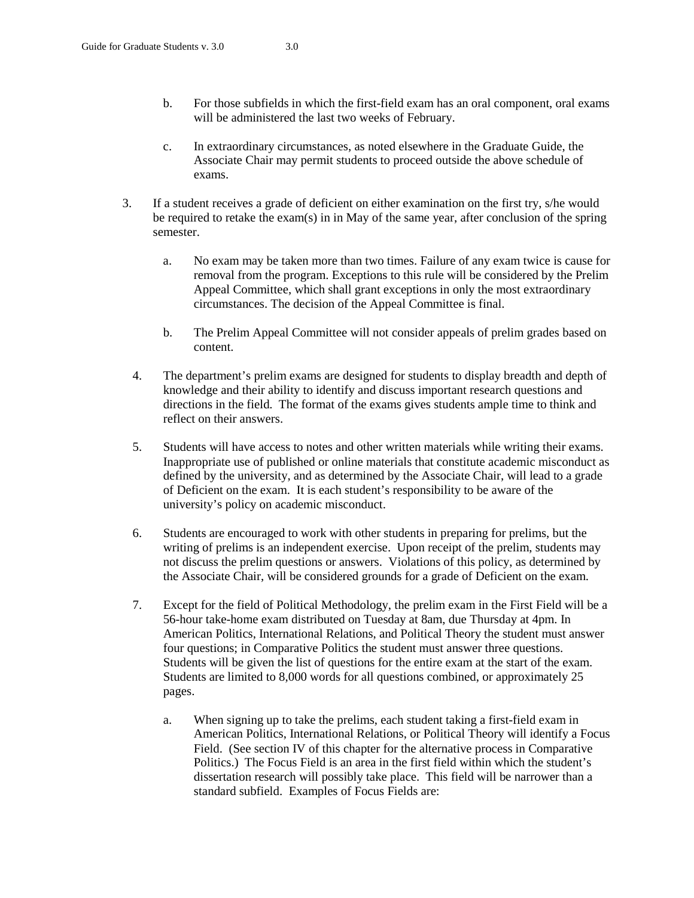b. For those subfields in which the first-field exam has an oral component, oral exams will be administered the last two weeks of February.

c. In extraordinary circumstances, as noted elsewhere in the Graduate Guide, the Associate Chair may permit students to proceed outside the above schedule of exams.

3. If a student receives a grade of deficient on either examination on the first try, s/he would be required to retake the exam(s) in in May of the same year, after conclusion of the spring semester.

   a. No exam may be taken more than two times. Failure of any exam twice is cause for removal from the program. Exceptions to this rule will be considered by the Prelim Appeal Committee, which shall grant exceptions in only the most extraordinary circumstances. The decision of the Appeal Committee is final.

   b. The Prelim Appeal Committee will not consider appeals of prelim grades based on content.

4. The department's prelim exams are designed for students to display breadth and depth of knowledge and their ability to identify and discuss important research questions and directions in the field. The format of the exams gives students ample time to think and reflect on their answers.

5. Students will have access to notes and other written materials while writing their exams. Inappropriate use of published or online materials that constitute academic misconduct as defined by the university, and as determined by the Associate Chair, will lead to a grade of Deficient on the exam. It is each student's responsibility to be aware of the university's policy on academic misconduct.

6. Students are encouraged to work with other students in preparing for prelims, but the writing of prelims is an independent exercise. Upon receipt of the prelim, students may not discuss the prelim questions or answers. Violations of this policy, as determined by the Associate Chair, will be considered grounds for a grade of Deficient on the exam.

7. Except for the field of Political Methodology, the prelim exam in the First Field will be a 56-hour take-home exam distributed on Tuesday at 8am, due Thursday at 4pm. In American Politics, International Relations, and Political Theory the student must answer four questions; in Comparative Politics the student must answer three questions. Students will be given the list of questions for the entire exam at the start of the exam. Students are limited to 8,000 words for all questions combined, or approximately 25 pages.

   a. When signing up to take the prelims, each student taking a first-field exam in American Politics, International Relations, or Political Theory will identify a Focus Field. (See section IV of this chapter for the alternative process in Comparative Politics.) The Focus Field is an area in the first field within which the student's dissertation research will possibly take place. This field will be narrower than a standard subfield. Examples of Focus Fields are: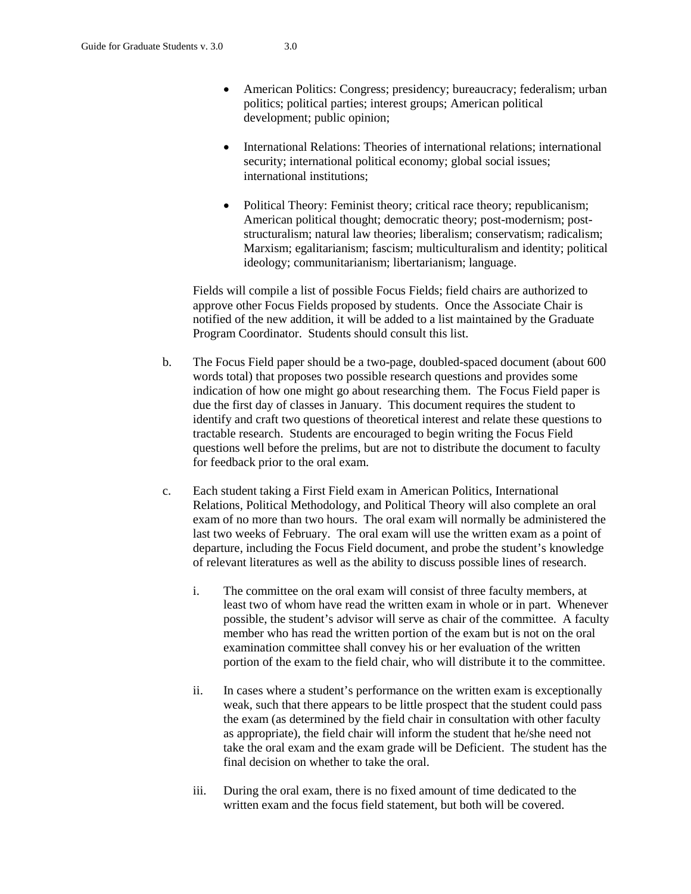- American Politics: Congress; presidency; bureaucracy; federalism; urban politics; political parties; interest groups; American political development; public opinion;

- International Relations: Theories of international relations; international security; international political economy; global social issues; international institutions;

- Political Theory: Feminist theory; critical race theory; republicanism; American political thought; democratic theory; post-modernism; post-structuralism; natural law theories; liberalism; conservatism; radicalism; Marxism; egalitarianism; fascism; multiculturalism and identity; political ideology; communitarianism; libertarianism; language.

Fields will compile a list of possible Focus Fields; field chairs are authorized to approve other Focus Fields proposed by students. Once the Associate Chair is notified of the new addition, it will be added to a list maintained by the Graduate Program Coordinator. Students should consult this list.

b. The Focus Field paper should be a two-page, doubled-spaced document (about 600 words total) that proposes two possible research questions and provides some indication of how one might go about researching them. The Focus Field paper is due the first day of classes in January. This document requires the student to identify and craft two questions of theoretical interest and relate these questions to tractable research. Students are encouraged to begin writing the Focus Field questions well before the prelims, but are not to distribute the document to faculty for feedback prior to the oral exam.

c. Each student taking a First Field exam in American Politics, International Relations, Political Methodology, and Political Theory will also complete an oral exam of no more than two hours. The oral exam will normally be administered the last two weeks of February. The oral exam will use the written exam as a point of departure, including the Focus Field document, and probe the student's knowledge of relevant literatures as well as the ability to discuss possible lines of research.

   i. The committee on the oral exam will consist of three faculty members, at least two of whom have read the written exam in whole or in part. Whenever possible, the student's advisor will serve as chair of the committee. A faculty member who has read the written portion of the exam but is not on the oral examination committee shall convey his or her evaluation of the written portion of the exam to the field chair, who will distribute it to the committee.

   ii. In cases where a student's performance on the written exam is exceptionally weak, such that there appears to be little prospect that the student could pass the exam (as determined by the field chair in consultation with other faculty as appropriate), the field chair will inform the student that he/she need not take the oral exam and the exam grade will be Deficient. The student has the final decision on whether to take the oral.

   iii. During the oral exam, there is no fixed amount of time dedicated to the written exam and the focus field statement, but both will be covered.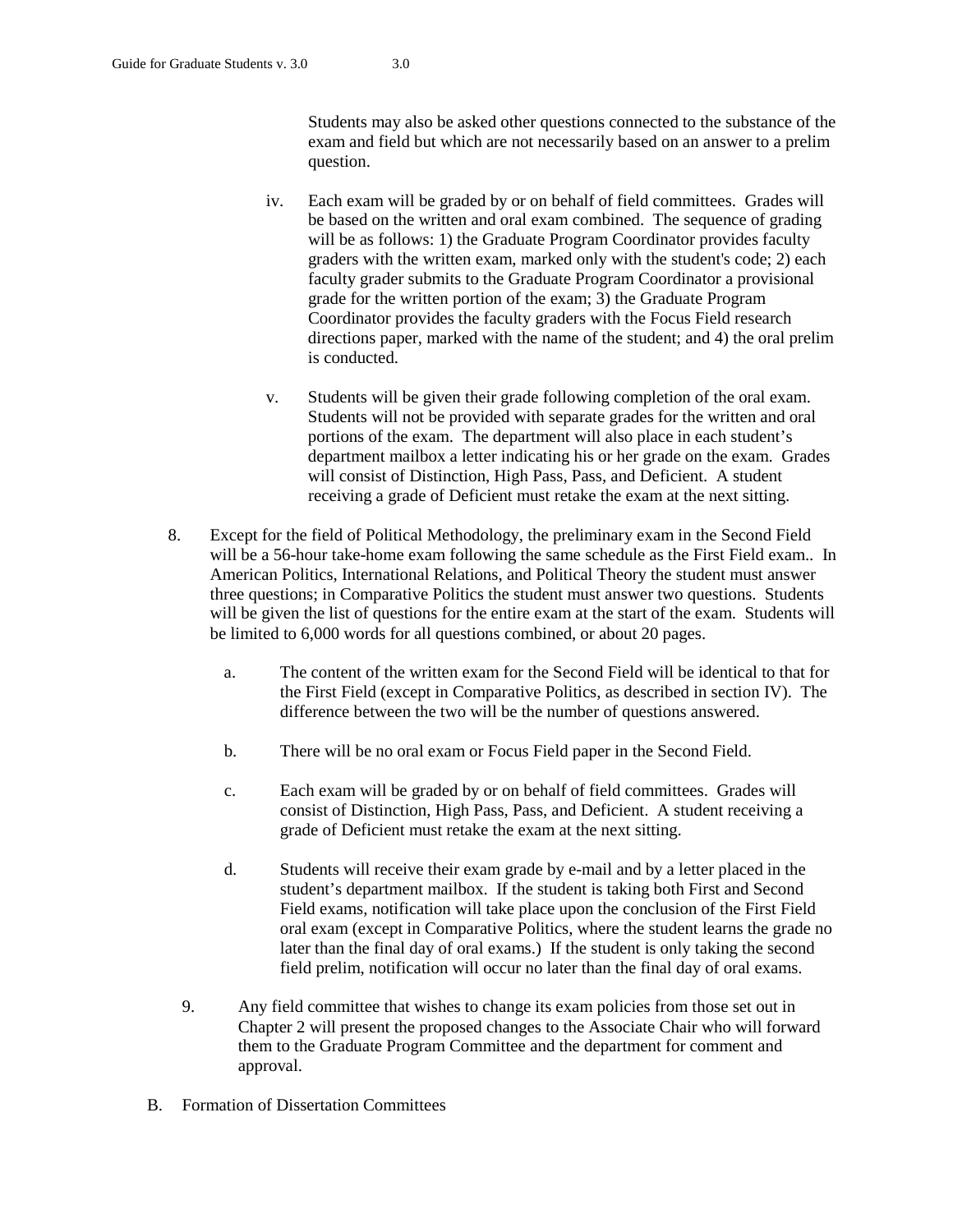Students may also be asked other questions connected to the substance of the exam and field but which are not necessarily based on an answer to a prelim question.

iv. Each exam will be graded by or on behalf of field committees. Grades will be based on the written and oral exam combined. The sequence of grading will be as follows: 1) the Graduate Program Coordinator provides faculty graders with the written exam, marked only with the student's code; 2) each faculty grader submits to the Graduate Program Coordinator a provisional grade for the written portion of the exam; 3) the Graduate Program Coordinator provides the faculty graders with the Focus Field research directions paper, marked with the name of the student; and 4) the oral prelim is conducted.

v. Students will be given their grade following completion of the oral exam. Students will not be provided with separate grades for the written and oral portions of the exam. The department will also place in each student's department mailbox a letter indicating his or her grade on the exam. Grades will consist of Distinction, High Pass, Pass, and Deficient. A student receiving a grade of Deficient must retake the exam at the next sitting.

8. Except for the field of Political Methodology, the preliminary exam in the Second Field will be a 56-hour take-home exam following the same schedule as the First Field exam.. In American Politics, International Relations, and Political Theory the student must answer three questions; in Comparative Politics the student must answer two questions. Students will be given the list of questions for the entire exam at the start of the exam. Students will be limited to 6,000 words for all questions combined, or about 20 pages.

   a. The content of the written exam for the Second Field will be identical to that for the First Field (except in Comparative Politics, as described in section IV). The difference between the two will be the number of questions answered.

   b. There will be no oral exam or Focus Field paper in the Second Field.

   c. Each exam will be graded by or on behalf of field committees. Grades will consist of Distinction, High Pass, Pass, and Deficient. A student receiving a grade of Deficient must retake the exam at the next sitting.

   d. Students will receive their exam grade by e-mail and by a letter placed in the student's department mailbox. If the student is taking both First and Second Field exams, notification will take place upon the conclusion of the First Field oral exam (except in Comparative Politics, where the student learns the grade no later than the final day of oral exams.) If the student is only taking the second field prelim, notification will occur no later than the final day of oral exams.

9. Any field committee that wishes to change its exam policies from those set out in Chapter 2 will present the proposed changes to the Associate Chair who will forward them to the Graduate Program Committee and the department for comment and approval.

## B. Formation of Dissertation Committees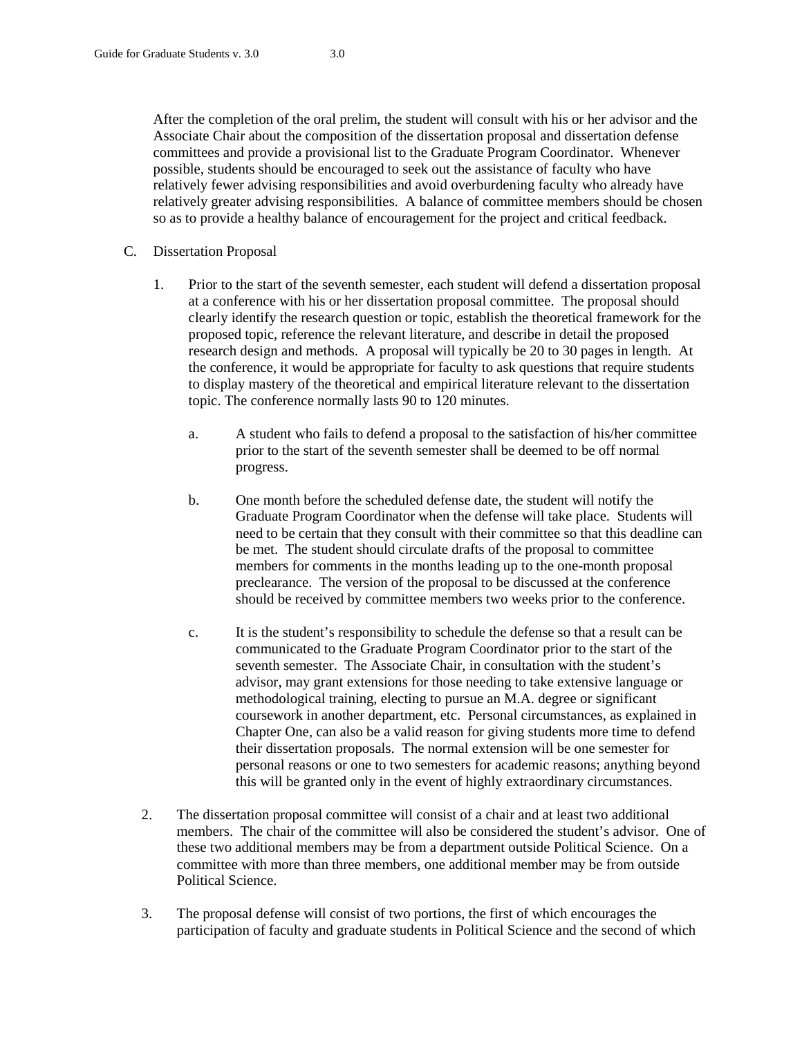After the completion of the oral prelim, the student will consult with his or her advisor and the Associate Chair about the composition of the dissertation proposal and dissertation defense committees and provide a provisional list to the Graduate Program Coordinator. Whenever possible, students should be encouraged to seek out the assistance of faculty who have relatively fewer advising responsibilities and avoid overburdening faculty who already have relatively greater advising responsibilities. A balance of committee members should be chosen so as to provide a healthy balance of encouragement for the project and critical feedback.

C. Dissertation Proposal

1. Prior to the start of the seventh semester, each student will defend a dissertation proposal at a conference with his or her dissertation proposal committee. The proposal should clearly identify the research question or topic, establish the theoretical framework for the proposed topic, reference the relevant literature, and describe in detail the proposed research design and methods. A proposal will typically be 20 to 30 pages in length. At the conference, it would be appropriate for faculty to ask questions that require students to display mastery of the theoretical and empirical literature relevant to the dissertation topic. The conference normally lasts 90 to 120 minutes.

   a. A student who fails to defend a proposal to the satisfaction of his/her committee prior to the start of the seventh semester shall be deemed to be off normal progress.

   b. One month before the scheduled defense date, the student will notify the Graduate Program Coordinator when the defense will take place. Students will need to be certain that they consult with their committee so that this deadline can be met. The student should circulate drafts of the proposal to committee members for comments in the months leading up to the one-month proposal preclearance. The version of the proposal to be discussed at the conference should be received by committee members two weeks prior to the conference.

   c. It is the student's responsibility to schedule the defense so that a result can be communicated to the Graduate Program Coordinator prior to the start of the seventh semester. The Associate Chair, in consultation with the student's advisor, may grant extensions for those needing to take extensive language or methodological training, electing to pursue an M.A. degree or significant coursework in another department, etc. Personal circumstances, as explained in Chapter One, can also be a valid reason for giving students more time to defend their dissertation proposals. The normal extension will be one semester for personal reasons or one to two semesters for academic reasons; anything beyond this will be granted only in the event of highly extraordinary circumstances.

2. The dissertation proposal committee will consist of a chair and at least two additional members. The chair of the committee will also be considered the student's advisor. One of these two additional members may be from a department outside Political Science. On a committee with more than three members, one additional member may be from outside Political Science.

3. The proposal defense will consist of two portions, the first of which encourages the participation of faculty and graduate students in Political Science and the second of which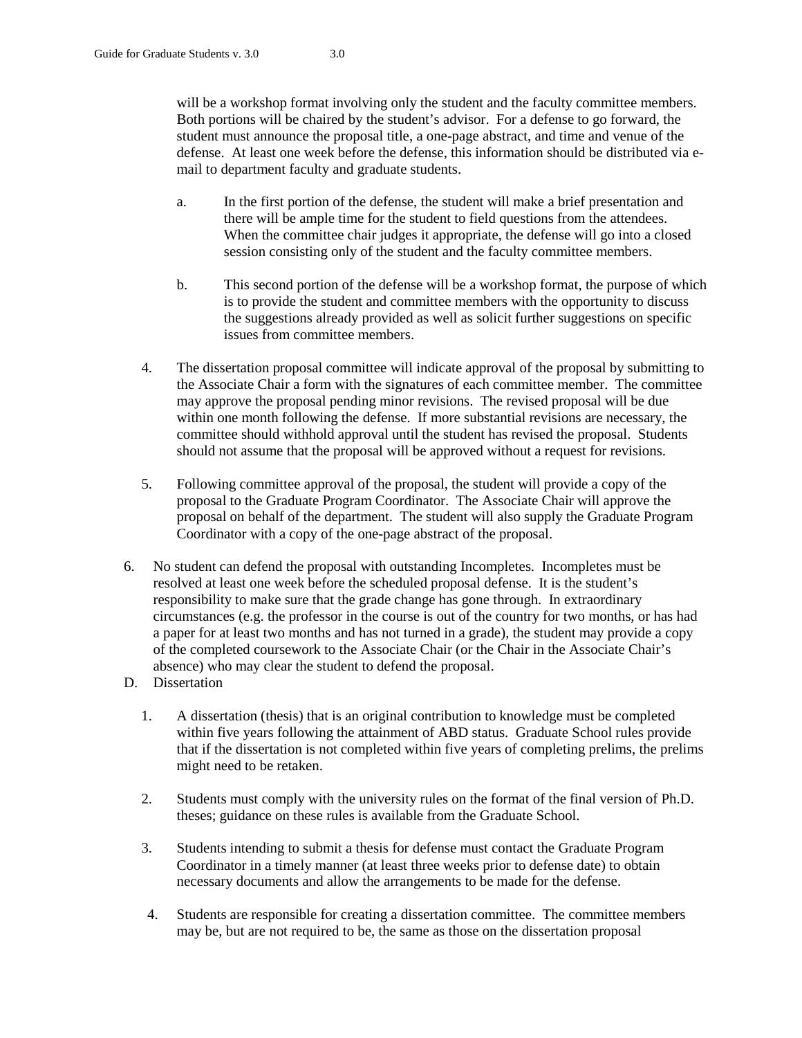will be a workshop format involving only the student and the faculty committee members. Both portions will be chaired by the student's advisor. For a defense to go forward, the student must announce the proposal title, a one-page abstract, and time and venue of the defense. At least one week before the defense, this information should be distributed via e-mail to department faculty and graduate students.

  a. In the first portion of the defense, the student will make a brief presentation and there will be ample time for the student to field questions from the attendees. When the committee chair judges it appropriate, the defense will go into a closed session consisting only of the student and the faculty committee members.

  b. This second portion of the defense will be a workshop format, the purpose of which is to provide the student and committee members with the opportunity to discuss the suggestions already provided as well as solicit further suggestions on specific issues from committee members.

4. The dissertation proposal committee will indicate approval of the proposal by submitting to the Associate Chair a form with the signatures of each committee member. The committee may approve the proposal pending minor revisions. The revised proposal will be due within one month following the defense. If more substantial revisions are necessary, the committee should withhold approval until the student has revised the proposal. Students should not assume that the proposal will be approved without a request for revisions.

5. Following committee approval of the proposal, the student will provide a copy of the proposal to the Graduate Program Coordinator. The Associate Chair will approve the proposal on behalf of the department. The student will also supply the Graduate Program Coordinator with a copy of the one-page abstract of the proposal.

6. No student can defend the proposal with outstanding Incompletes. Incompletes must be resolved at least one week before the scheduled proposal defense. It is the student's responsibility to make sure that the grade change has gone through. In extraordinary circumstances (e.g. the professor in the course is out of the country for two months, or has had a paper for at least two months and has not turned in a grade), the student may provide a copy of the completed coursework to the Associate Chair (or the Chair in the Associate Chair's absence) who may clear the student to defend the proposal.

D. Dissertation

1. A dissertation (thesis) that is an original contribution to knowledge must be completed within five years following the attainment of ABD status. Graduate School rules provide that if the dissertation is not completed within five years of completing prelims, the prelims might need to be retaken.

2. Students must comply with the university rules on the format of the final version of Ph.D. theses; guidance on these rules is available from the Graduate School.

3. Students intending to submit a thesis for defense must contact the Graduate Program Coordinator in a timely manner (at least three weeks prior to defense date) to obtain necessary documents and allow the arrangements to be made for the defense.

4. Students are responsible for creating a dissertation committee. The committee members may be, but are not required to be, the same as those on the dissertation proposal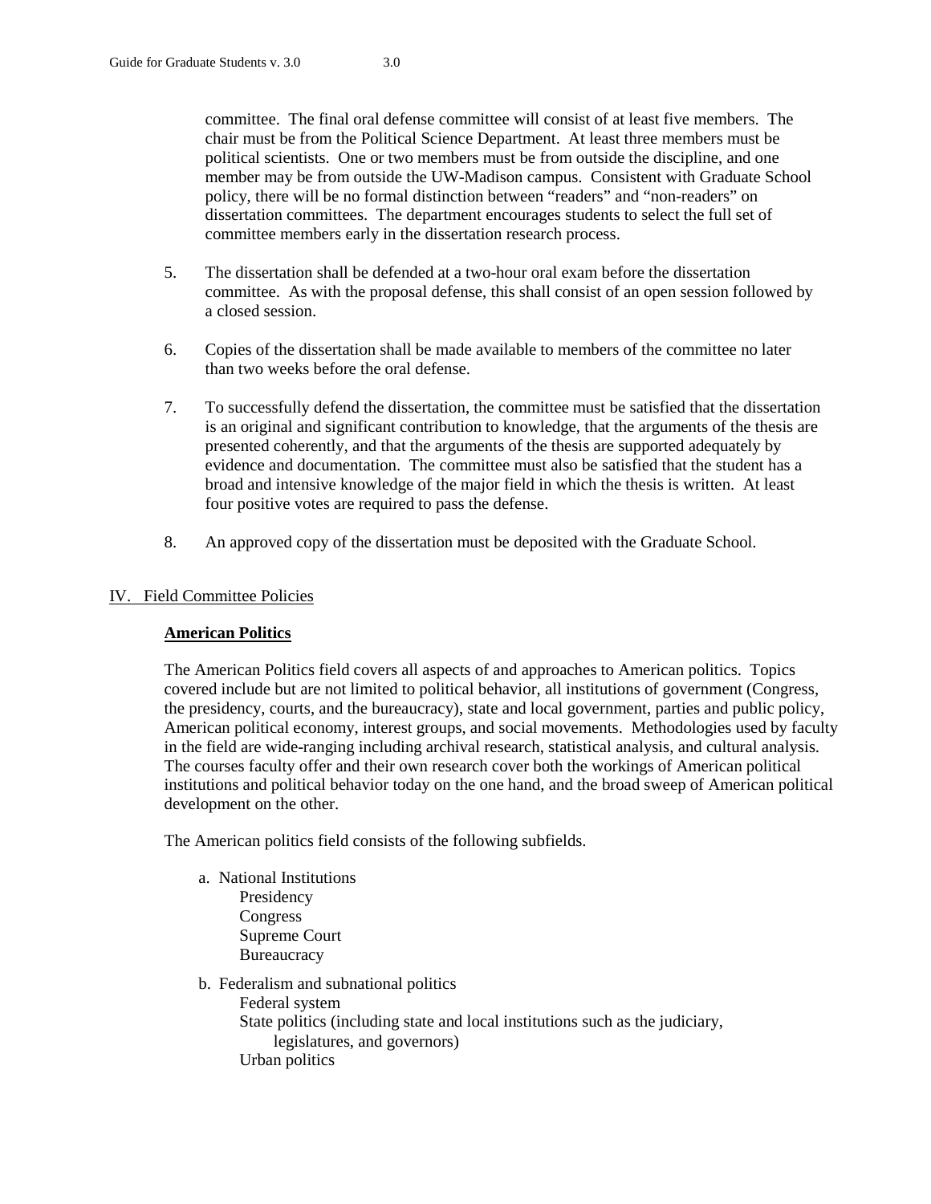committee. The final oral defense committee will consist of at least five members. The chair must be from the Political Science Department. At least three members must be political scientists. One or two members must be from outside the discipline, and one member may be from outside the UW-Madison campus. Consistent with Graduate School policy, there will be no formal distinction between "readers" and "non-readers" on dissertation committees. The department encourages students to select the full set of committee members early in the dissertation research process.

5. The dissertation shall be defended at a two-hour oral exam before the dissertation committee. As with the proposal defense, this shall consist of an open session followed by a closed session.

6. Copies of the dissertation shall be made available to members of the committee no later than two weeks before the oral defense.

7. To successfully defend the dissertation, the committee must be satisfied that the dissertation is an original and significant contribution to knowledge, that the arguments of the thesis are presented coherently, and that the arguments of the thesis are supported adequately by evidence and documentation. The committee must also be satisfied that the student has a broad and intensive knowledge of the major field in which the thesis is written. At least four positive votes are required to pass the defense.

8. An approved copy of the dissertation must be deposited with the Graduate School.

## IV. Field Committee Policies

### American Politics

The American Politics field covers all aspects of and approaches to American politics. Topics covered include but are not limited to political behavior, all institutions of government (Congress, the presidency, courts, and the bureaucracy), state and local government, parties and public policy, American political economy, interest groups, and social movements. Methodologies used by faculty in the field are wide-ranging including archival research, statistical analysis, and cultural analysis. The courses faculty offer and their own research cover both the workings of American political institutions and political behavior today on the one hand, and the broad sweep of American political development on the other.

The American politics field consists of the following subfields.

a. National Institutions
   - Presidency
   - Congress
   - Supreme Court
   - Bureaucracy

b. Federalism and subnational politics
   - Federal system
   - State politics (including state and local institutions such as the judiciary, legislatures, and governors)
   - Urban politics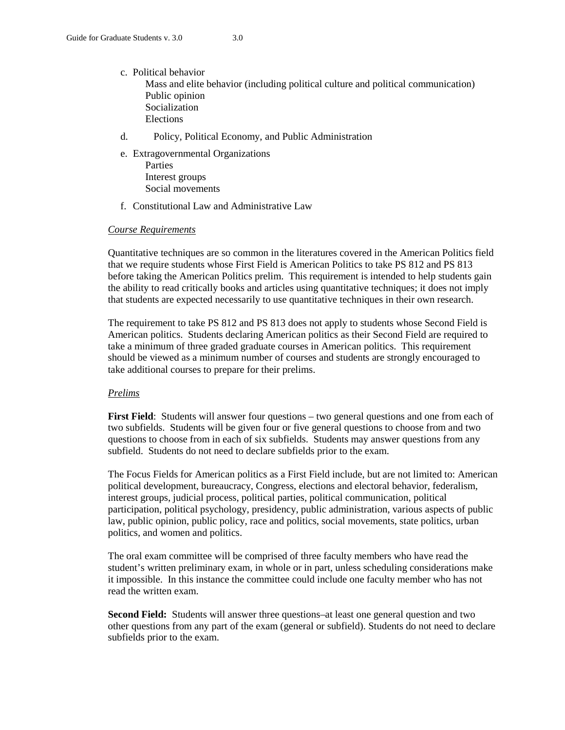c. Political behavior
   - Mass and elite behavior (including political culture and political communication)
   - Public opinion
   - Socialization
   - Elections

d. Policy, Political Economy, and Public Administration

e. Extragovernmental Organizations
   - Parties
   - Interest groups
   - Social movements

f. Constitutional Law and Administrative Law

*Course Requirements*

Quantitative techniques are so common in the literatures covered in the American Politics field that we require students whose First Field is American Politics to take PS 812 and PS 813 before taking the American Politics prelim. This requirement is intended to help students gain the ability to read critically books and articles using quantitative techniques; it does not imply that students are expected necessarily to use quantitative techniques in their own research.

The requirement to take PS 812 and PS 813 does not apply to students whose Second Field is American politics. Students declaring American politics as their Second Field are required to take a minimum of three graded graduate courses in American politics. This requirement should be viewed as a minimum number of courses and students are strongly encouraged to take additional courses to prepare for their prelims.

*Prelims*

**First Field**: Students will answer four questions – two general questions and one from each of two subfields. Students will be given four or five general questions to choose from and two questions to choose from in each of six subfields. Students may answer questions from any subfield. Students do not need to declare subfields prior to the exam.

The Focus Fields for American politics as a First Field include, but are not limited to: American political development, bureaucracy, Congress, elections and electoral behavior, federalism, interest groups, judicial process, political parties, political communication, political participation, political psychology, presidency, public administration, various aspects of public law, public opinion, public policy, race and politics, social movements, state politics, urban politics, and women and politics.

The oral exam committee will be comprised of three faculty members who have read the student's written preliminary exam, in whole or in part, unless scheduling considerations make it impossible. In this instance the committee could include one faculty member who has not read the written exam.

**Second Field:** Students will answer three questions–at least one general question and two other questions from any part of the exam (general or subfield). Students do not need to declare subfields prior to the exam.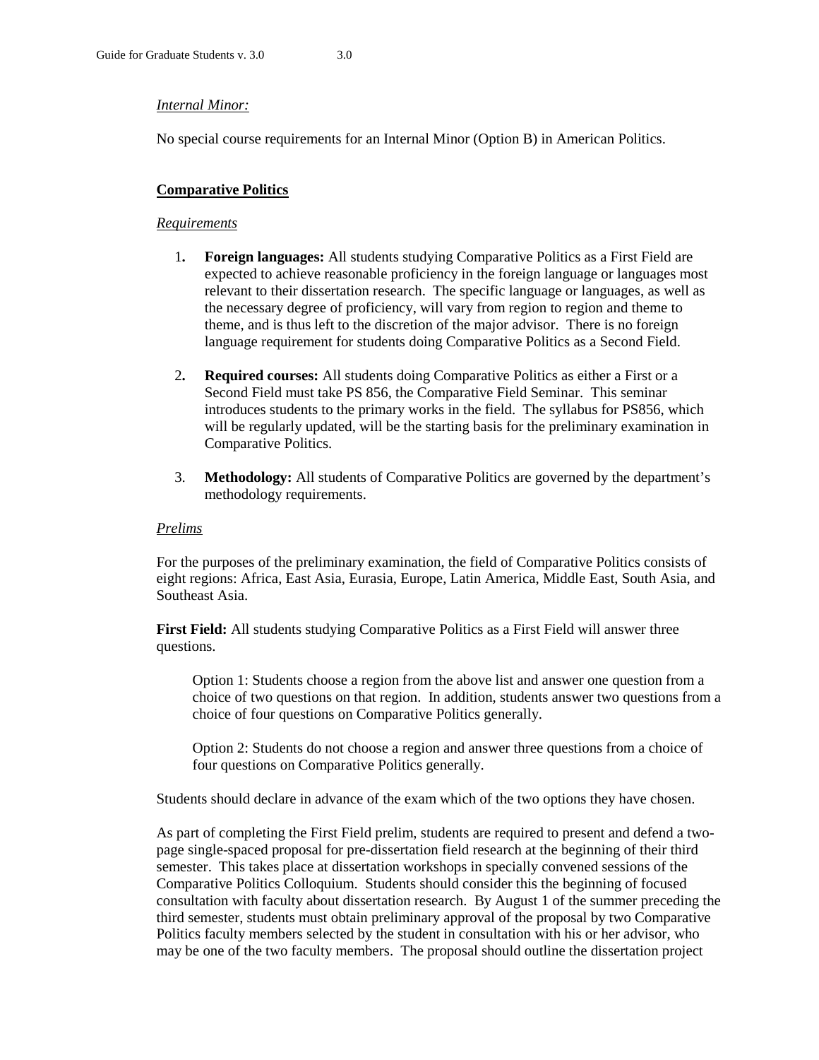*Internal Minor:*

No special course requirements for an Internal Minor (Option B) in American Politics.

## Comparative Politics

*Requirements*

1. **Foreign languages:** All students studying Comparative Politics as a First Field are expected to achieve reasonable proficiency in the foreign language or languages most relevant to their dissertation research. The specific language or languages, as well as the necessary degree of proficiency, will vary from region to region and theme to theme, and is thus left to the discretion of the major advisor. There is no foreign language requirement for students doing Comparative Politics as a Second Field.

2. **Required courses:** All students doing Comparative Politics as either a First or a Second Field must take PS 856, the Comparative Field Seminar. This seminar introduces students to the primary works in the field. The syllabus for PS856, which will be regularly updated, will be the starting basis for the preliminary examination in Comparative Politics.

3. **Methodology:** All students of Comparative Politics are governed by the department's methodology requirements.

*Prelims*

For the purposes of the preliminary examination, the field of Comparative Politics consists of eight regions: Africa, East Asia, Eurasia, Europe, Latin America, Middle East, South Asia, and Southeast Asia.

**First Field:** All students studying Comparative Politics as a First Field will answer three questions.

> Option 1: Students choose a region from the above list and answer one question from a choice of two questions on that region. In addition, students answer two questions from a choice of four questions on Comparative Politics generally.
>
> Option 2: Students do not choose a region and answer three questions from a choice of four questions on Comparative Politics generally.

Students should declare in advance of the exam which of the two options they have chosen.

As part of completing the First Field prelim, students are required to present and defend a two-page single-spaced proposal for pre-dissertation field research at the beginning of their third semester. This takes place at dissertation workshops in specially convened sessions of the Comparative Politics Colloquium. Students should consider this the beginning of focused consultation with faculty about dissertation research. By August 1 of the summer preceding the third semester, students must obtain preliminary approval of the proposal by two Comparative Politics faculty members selected by the student in consultation with his or her advisor, who may be one of the two faculty members. The proposal should outline the dissertation project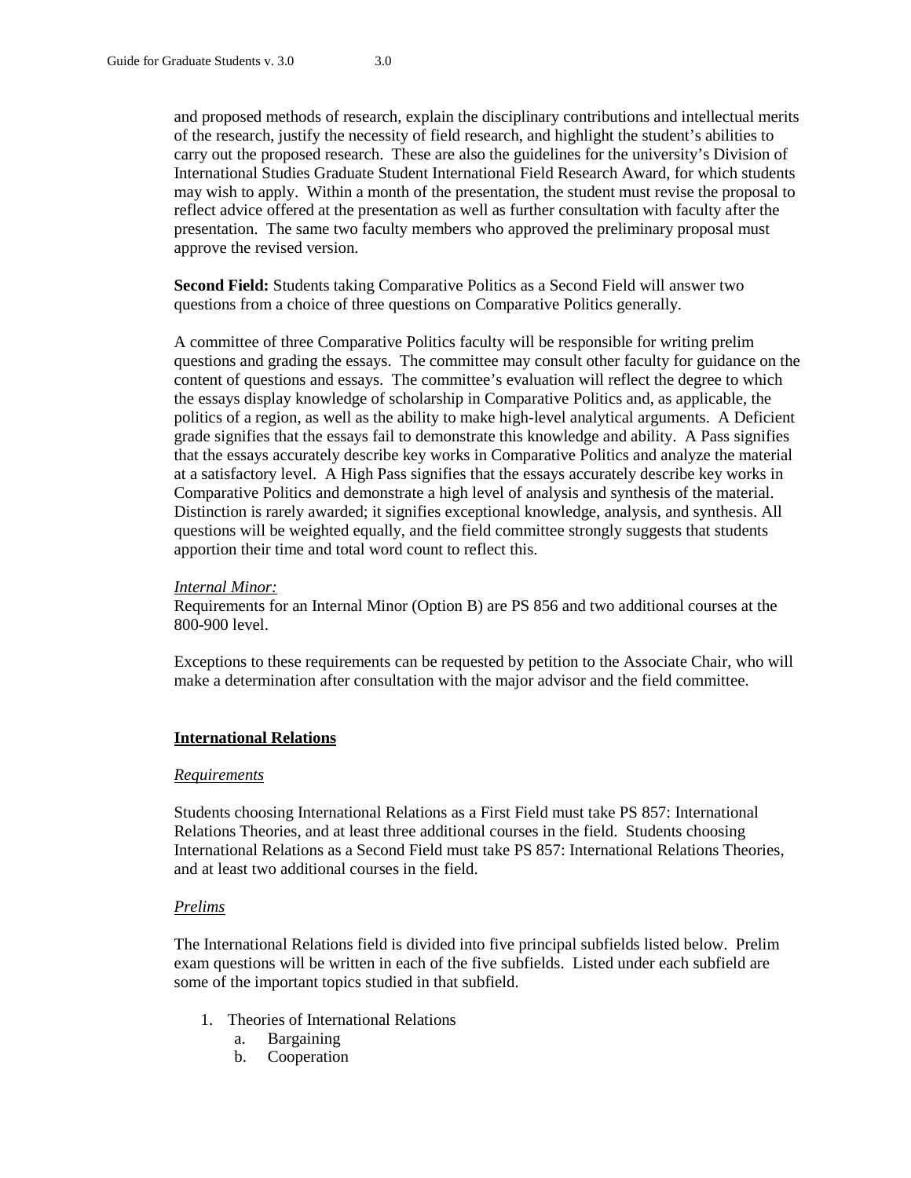and proposed methods of research, explain the disciplinary contributions and intellectual merits of the research, justify the necessity of field research, and highlight the student's abilities to carry out the proposed research. These are also the guidelines for the university's Division of International Studies Graduate Student International Field Research Award, for which students may wish to apply. Within a month of the presentation, the student must revise the proposal to reflect advice offered at the presentation as well as further consultation with faculty after the presentation. The same two faculty members who approved the preliminary proposal must approve the revised version.

**Second Field:** Students taking Comparative Politics as a Second Field will answer two questions from a choice of three questions on Comparative Politics generally.

A committee of three Comparative Politics faculty will be responsible for writing prelim questions and grading the essays. The committee may consult other faculty for guidance on the content of questions and essays. The committee's evaluation will reflect the degree to which the essays display knowledge of scholarship in Comparative Politics and, as applicable, the politics of a region, as well as the ability to make high-level analytical arguments. A Deficient grade signifies that the essays fail to demonstrate this knowledge and ability. A Pass signifies that the essays accurately describe key works in Comparative Politics and analyze the material at a satisfactory level. A High Pass signifies that the essays accurately describe key works in Comparative Politics and demonstrate a high level of analysis and synthesis of the material. Distinction is rarely awarded; it signifies exceptional knowledge, analysis, and synthesis. All questions will be weighted equally, and the field committee strongly suggests that students apportion their time and total word count to reflect this.

*Internal Minor:*
Requirements for an Internal Minor (Option B) are PS 856 and two additional courses at the 800-900 level.

Exceptions to these requirements can be requested by petition to the Associate Chair, who will make a determination after consultation with the major advisor and the field committee.

## International Relations

*Requirements*

Students choosing International Relations as a First Field must take PS 857: International Relations Theories, and at least three additional courses in the field. Students choosing International Relations as a Second Field must take PS 857: International Relations Theories, and at least two additional courses in the field.

*Prelims*

The International Relations field is divided into five principal subfields listed below. Prelim exam questions will be written in each of the five subfields. Listed under each subfield are some of the important topics studied in that subfield.

1. Theories of International Relations
   a. Bargaining
   b. Cooperation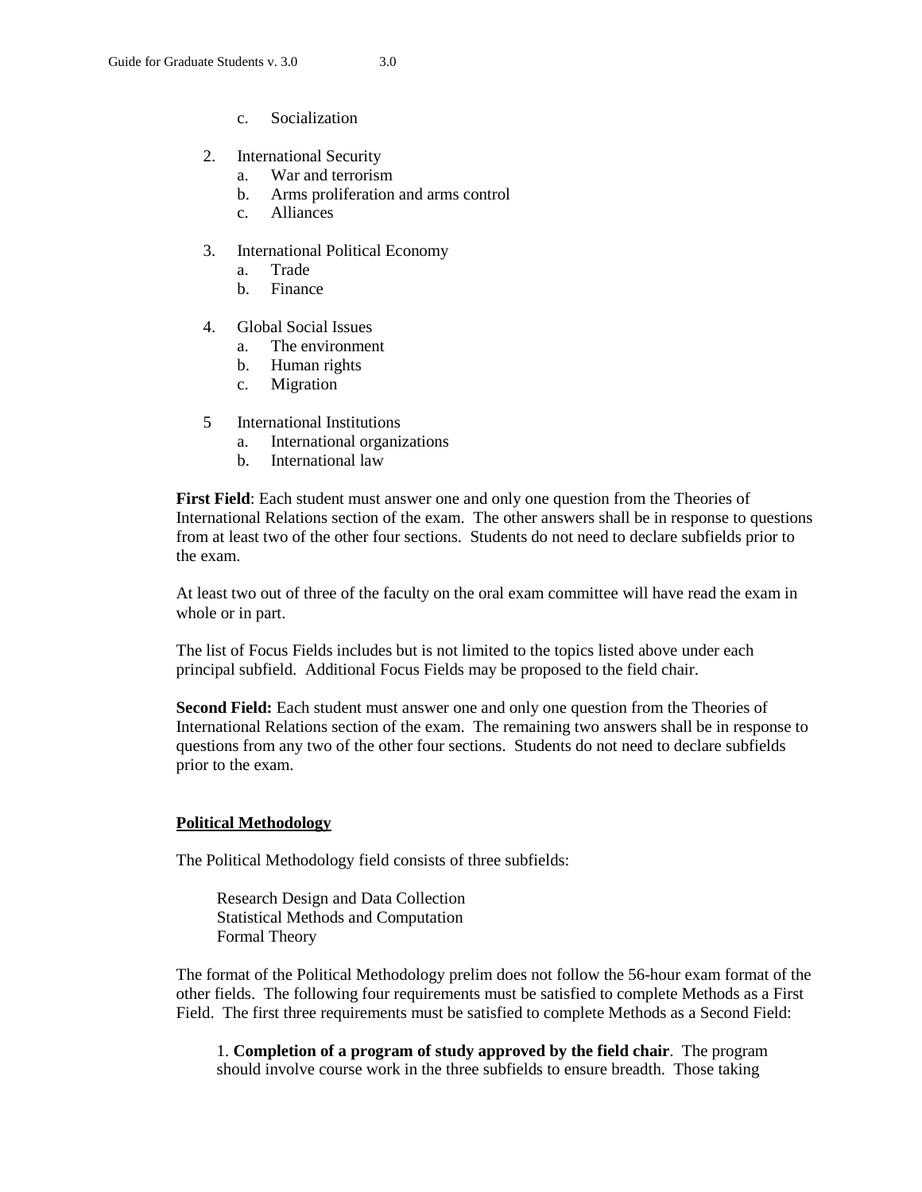c. Socialization

2. International Security
   a. War and terrorism
   b. Arms proliferation and arms control
   c. Alliances

3. International Political Economy
   a. Trade
   b. Finance

4. Global Social Issues
   a. The environment
   b. Human rights
   c. Migration

5 International Institutions
   a. International organizations
   b. International law

**First Field**: Each student must answer one and only one question from the Theories of International Relations section of the exam. The other answers shall be in response to questions from at least two of the other four sections. Students do not need to declare subfields prior to the exam.

At least two out of three of the faculty on the oral exam committee will have read the exam in whole or in part.

The list of Focus Fields includes but is not limited to the topics listed above under each principal subfield. Additional Focus Fields may be proposed to the field chair.

**Second Field:** Each student must answer one and only one question from the Theories of International Relations section of the exam. The remaining two answers shall be in response to questions from any two of the other four sections. Students do not need to declare subfields prior to the exam.

## Political Methodology

The Political Methodology field consists of three subfields:

Research Design and Data Collection
Statistical Methods and Computation
Formal Theory

The format of the Political Methodology prelim does not follow the 56-hour exam format of the other fields. The following four requirements must be satisfied to complete Methods as a First Field. The first three requirements must be satisfied to complete Methods as a Second Field:

1. **Completion of a program of study approved by the field chair**. The program should involve course work in the three subfields to ensure breadth. Those taking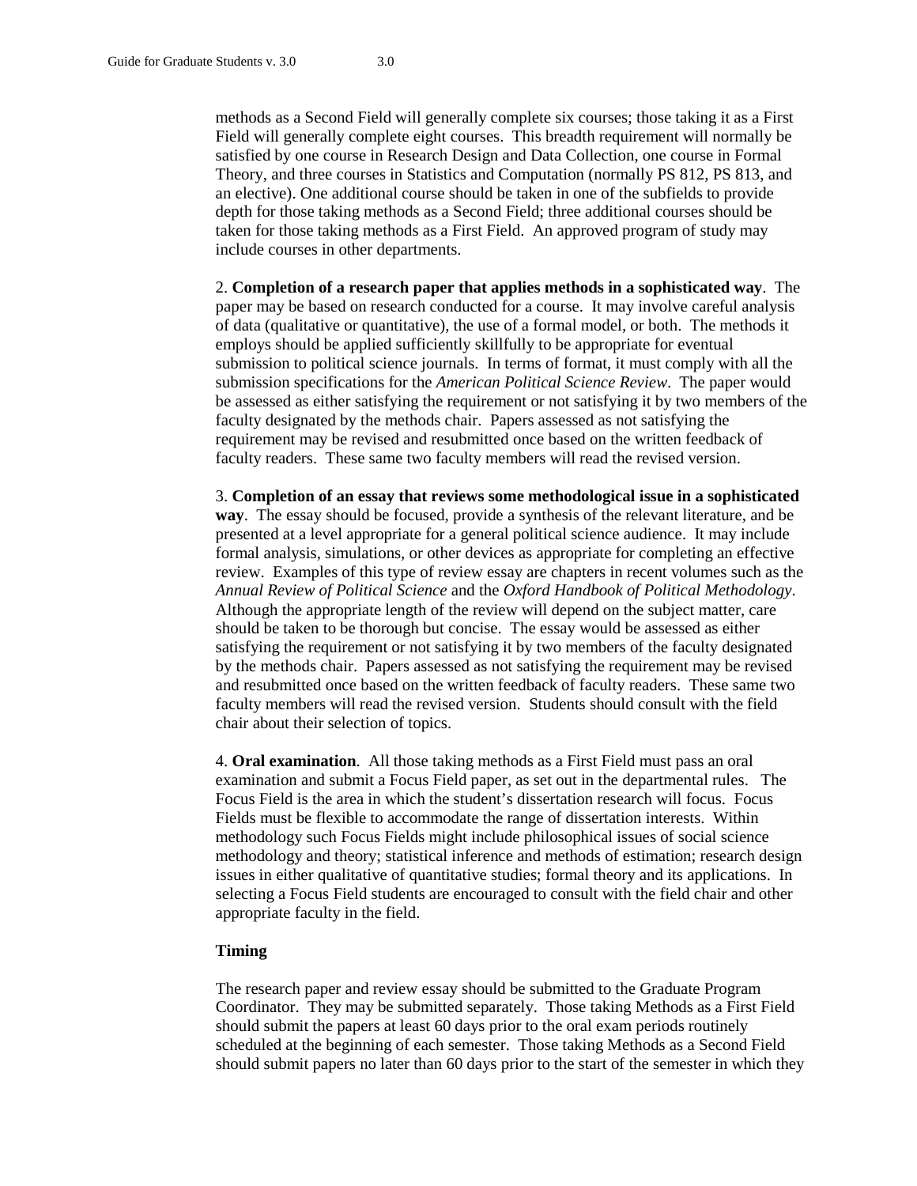methods as a Second Field will generally complete six courses; those taking it as a First Field will generally complete eight courses. This breadth requirement will normally be satisfied by one course in Research Design and Data Collection, one course in Formal Theory, and three courses in Statistics and Computation (normally PS 812, PS 813, and an elective). One additional course should be taken in one of the subfields to provide depth for those taking methods as a Second Field; three additional courses should be taken for those taking methods as a First Field. An approved program of study may include courses in other departments.

2. **Completion of a research paper that applies methods in a sophisticated way**. The paper may be based on research conducted for a course. It may involve careful analysis of data (qualitative or quantitative), the use of a formal model, or both. The methods it employs should be applied sufficiently skillfully to be appropriate for eventual submission to political science journals. In terms of format, it must comply with all the submission specifications for the *American Political Science Review*. The paper would be assessed as either satisfying the requirement or not satisfying it by two members of the faculty designated by the methods chair. Papers assessed as not satisfying the requirement may be revised and resubmitted once based on the written feedback of faculty readers. These same two faculty members will read the revised version.

3. **Completion of an essay that reviews some methodological issue in a sophisticated way**. The essay should be focused, provide a synthesis of the relevant literature, and be presented at a level appropriate for a general political science audience. It may include formal analysis, simulations, or other devices as appropriate for completing an effective review. Examples of this type of review essay are chapters in recent volumes such as the *Annual Review of Political Science* and the *Oxford Handbook of Political Methodology*. Although the appropriate length of the review will depend on the subject matter, care should be taken to be thorough but concise. The essay would be assessed as either satisfying the requirement or not satisfying it by two members of the faculty designated by the methods chair. Papers assessed as not satisfying the requirement may be revised and resubmitted once based on the written feedback of faculty readers. These same two faculty members will read the revised version. Students should consult with the field chair about their selection of topics.

4. **Oral examination**. All those taking methods as a First Field must pass an oral examination and submit a Focus Field paper, as set out in the departmental rules. The Focus Field is the area in which the student's dissertation research will focus. Focus Fields must be flexible to accommodate the range of dissertation interests. Within methodology such Focus Fields might include philosophical issues of social science methodology and theory; statistical inference and methods of estimation; research design issues in either qualitative of quantitative studies; formal theory and its applications. In selecting a Focus Field students are encouraged to consult with the field chair and other appropriate faculty in the field.

**Timing**

The research paper and review essay should be submitted to the Graduate Program Coordinator. They may be submitted separately. Those taking Methods as a First Field should submit the papers at least 60 days prior to the oral exam periods routinely scheduled at the beginning of each semester. Those taking Methods as a Second Field should submit papers no later than 60 days prior to the start of the semester in which they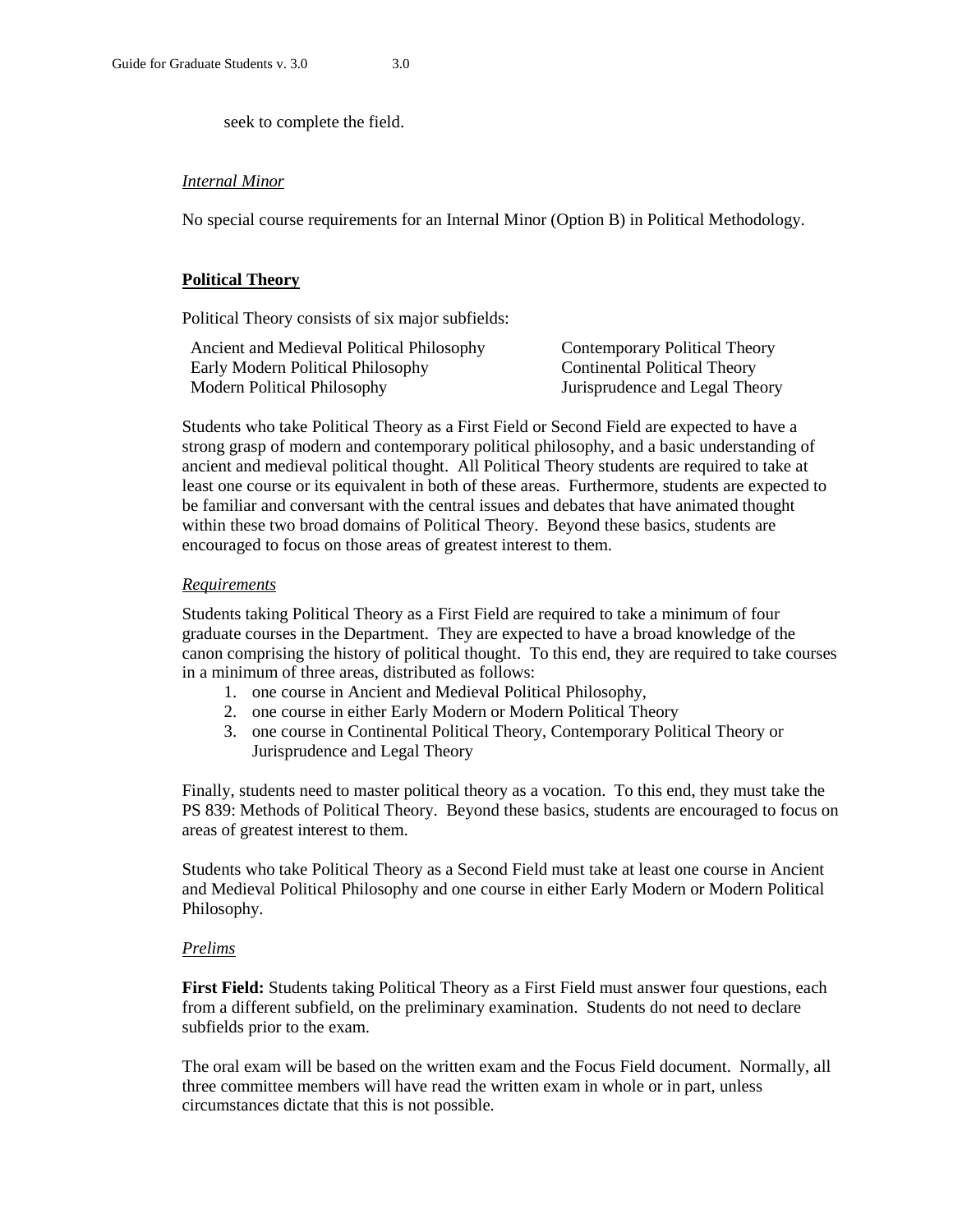seek to complete the field.

*Internal Minor*

No special course requirements for an Internal Minor (Option B) in Political Methodology.

## Political Theory

Political Theory consists of six major subfields:

- Ancient and Medieval Political Philosophy
- Early Modern Political Philosophy
- Modern Political Philosophy
- Contemporary Political Theory
- Continental Political Theory
- Jurisprudence and Legal Theory

Students who take Political Theory as a First Field or Second Field are expected to have a strong grasp of modern and contemporary political philosophy, and a basic understanding of ancient and medieval political thought. All Political Theory students are required to take at least one course or its equivalent in both of these areas. Furthermore, students are expected to be familiar and conversant with the central issues and debates that have animated thought within these two broad domains of Political Theory. Beyond these basics, students are encouraged to focus on those areas of greatest interest to them.

*Requirements*

Students taking Political Theory as a First Field are required to take a minimum of four graduate courses in the Department. They are expected to have a broad knowledge of the canon comprising the history of political thought. To this end, they are required to take courses in a minimum of three areas, distributed as follows:

1. one course in Ancient and Medieval Political Philosophy,
2. one course in either Early Modern or Modern Political Theory
3. one course in Continental Political Theory, Contemporary Political Theory or Jurisprudence and Legal Theory

Finally, students need to master political theory as a vocation. To this end, they must take the PS 839: Methods of Political Theory. Beyond these basics, students are encouraged to focus on areas of greatest interest to them.

Students who take Political Theory as a Second Field must take at least one course in Ancient and Medieval Political Philosophy and one course in either Early Modern or Modern Political Philosophy.

*Prelims*

**First Field:** Students taking Political Theory as a First Field must answer four questions, each from a different subfield, on the preliminary examination. Students do not need to declare subfields prior to the exam.

The oral exam will be based on the written exam and the Focus Field document. Normally, all three committee members will have read the written exam in whole or in part, unless circumstances dictate that this is not possible.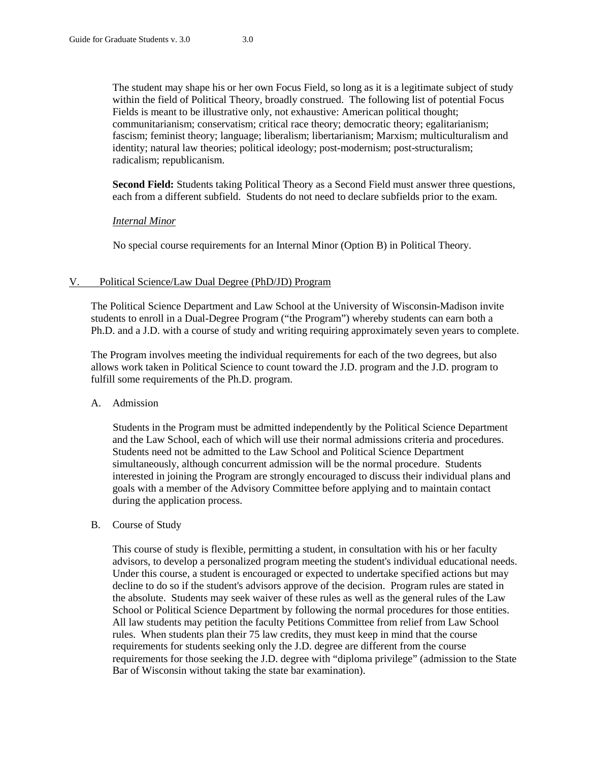The student may shape his or her own Focus Field, so long as it is a legitimate subject of study within the field of Political Theory, broadly construed. The following list of potential Focus Fields is meant to be illustrative only, not exhaustive: American political thought; communitarianism; conservatism; critical race theory; democratic theory; egalitarianism; fascism; feminist theory; language; liberalism; libertarianism; Marxism; multiculturalism and identity; natural law theories; political ideology; post-modernism; post-structuralism; radicalism; republicanism.

**Second Field:** Students taking Political Theory as a Second Field must answer three questions, each from a different subfield. Students do not need to declare subfields prior to the exam.

*Internal Minor*

No special course requirements for an Internal Minor (Option B) in Political Theory.

## V. Political Science/Law Dual Degree (PhD/JD) Program

The Political Science Department and Law School at the University of Wisconsin-Madison invite students to enroll in a Dual-Degree Program ("the Program") whereby students can earn both a Ph.D. and a J.D. with a course of study and writing requiring approximately seven years to complete.

The Program involves meeting the individual requirements for each of the two degrees, but also allows work taken in Political Science to count toward the J.D. program and the J.D. program to fulfill some requirements of the Ph.D. program.

### A. Admission

Students in the Program must be admitted independently by the Political Science Department and the Law School, each of which will use their normal admissions criteria and procedures. Students need not be admitted to the Law School and Political Science Department simultaneously, although concurrent admission will be the normal procedure. Students interested in joining the Program are strongly encouraged to discuss their individual plans and goals with a member of the Advisory Committee before applying and to maintain contact during the application process.

### B. Course of Study

This course of study is flexible, permitting a student, in consultation with his or her faculty advisors, to develop a personalized program meeting the student's individual educational needs. Under this course, a student is encouraged or expected to undertake specified actions but may decline to do so if the student's advisors approve of the decision. Program rules are stated in the absolute. Students may seek waiver of these rules as well as the general rules of the Law School or Political Science Department by following the normal procedures for those entities. All law students may petition the faculty Petitions Committee from relief from Law School rules. When students plan their 75 law credits, they must keep in mind that the course requirements for students seeking only the J.D. degree are different from the course requirements for those seeking the J.D. degree with "diploma privilege" (admission to the State Bar of Wisconsin without taking the state bar examination).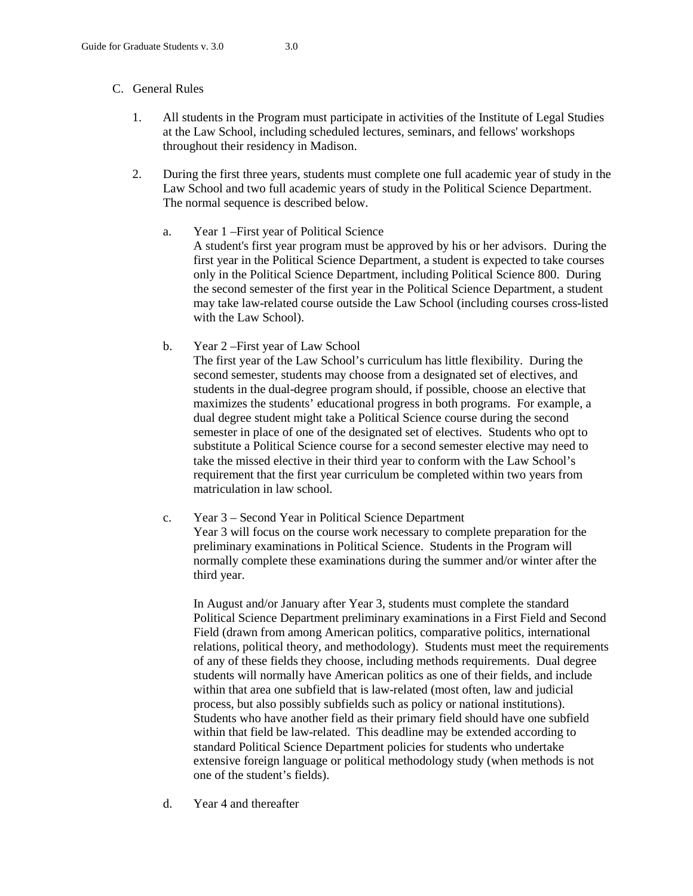C. General Rules

1. All students in the Program must participate in activities of the Institute of Legal Studies at the Law School, including scheduled lectures, seminars, and fellows' workshops throughout their residency in Madison.

2. During the first three years, students must complete one full academic year of study in the Law School and two full academic years of study in the Political Science Department. The normal sequence is described below.

   a. Year 1 –First year of Political Science
   A student's first year program must be approved by his or her advisors. During the first year in the Political Science Department, a student is expected to take courses only in the Political Science Department, including Political Science 800. During the second semester of the first year in the Political Science Department, a student may take law-related course outside the Law School (including courses cross-listed with the Law School).

   b. Year 2 –First year of Law School
   The first year of the Law School's curriculum has little flexibility. During the second semester, students may choose from a designated set of electives, and students in the dual-degree program should, if possible, choose an elective that maximizes the students' educational progress in both programs. For example, a dual degree student might take a Political Science course during the second semester in place of one of the designated set of electives. Students who opt to substitute a Political Science course for a second semester elective may need to take the missed elective in their third year to conform with the Law School's requirement that the first year curriculum be completed within two years from matriculation in law school.

   c. Year 3 – Second Year in Political Science Department
   Year 3 will focus on the course work necessary to complete preparation for the preliminary examinations in Political Science. Students in the Program will normally complete these examinations during the summer and/or winter after the third year.

   In August and/or January after Year 3, students must complete the standard Political Science Department preliminary examinations in a First Field and Second Field (drawn from among American politics, comparative politics, international relations, political theory, and methodology). Students must meet the requirements of any of these fields they choose, including methods requirements. Dual degree students will normally have American politics as one of their fields, and include within that area one subfield that is law-related (most often, law and judicial process, but also possibly subfields such as policy or national institutions). Students who have another field as their primary field should have one subfield within that field be law-related. This deadline may be extended according to standard Political Science Department policies for students who undertake extensive foreign language or political methodology study (when methods is not one of the student's fields).

   d. Year 4 and thereafter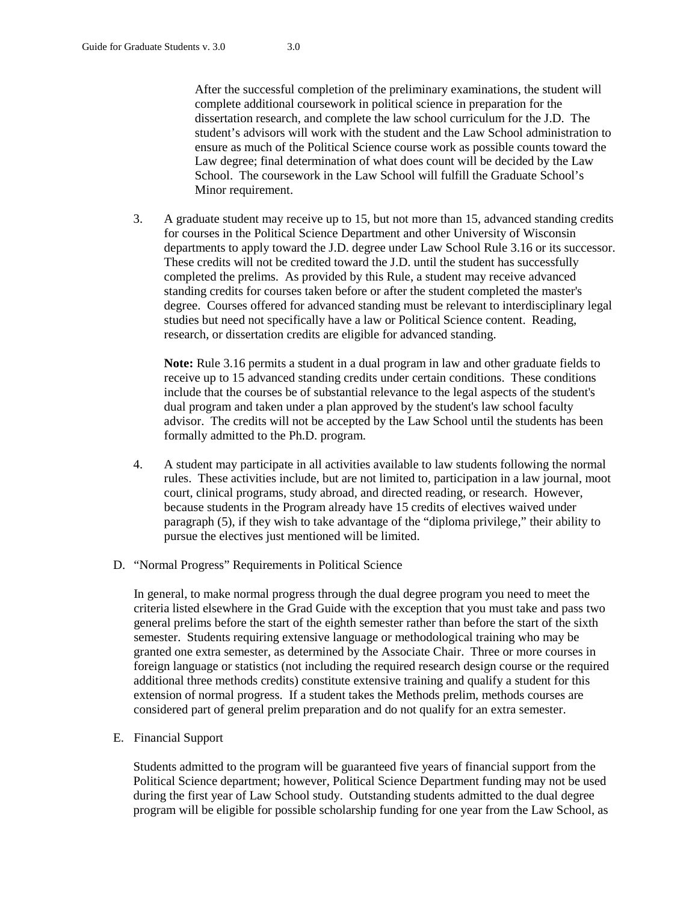After the successful completion of the preliminary examinations, the student will complete additional coursework in political science in preparation for the dissertation research, and complete the law school curriculum for the J.D. The student's advisors will work with the student and the Law School administration to ensure as much of the Political Science course work as possible counts toward the Law degree; final determination of what does count will be decided by the Law School. The coursework in the Law School will fulfill the Graduate School's Minor requirement.

3. A graduate student may receive up to 15, but not more than 15, advanced standing credits for courses in the Political Science Department and other University of Wisconsin departments to apply toward the J.D. degree under Law School Rule 3.16 or its successor. These credits will not be credited toward the J.D. until the student has successfully completed the prelims. As provided by this Rule, a student may receive advanced standing credits for courses taken before or after the student completed the master's degree. Courses offered for advanced standing must be relevant to interdisciplinary legal studies but need not specifically have a law or Political Science content. Reading, research, or dissertation credits are eligible for advanced standing.

   **Note:** Rule 3.16 permits a student in a dual program in law and other graduate fields to receive up to 15 advanced standing credits under certain conditions. These conditions include that the courses be of substantial relevance to the legal aspects of the student's dual program and taken under a plan approved by the student's law school faculty advisor. The credits will not be accepted by the Law School until the students has been formally admitted to the Ph.D. program.

4. A student may participate in all activities available to law students following the normal rules. These activities include, but are not limited to, participation in a law journal, moot court, clinical programs, study abroad, and directed reading, or research. However, because students in the Program already have 15 credits of electives waived under paragraph (5), if they wish to take advantage of the "diploma privilege," their ability to pursue the electives just mentioned will be limited.

D. "Normal Progress" Requirements in Political Science

In general, to make normal progress through the dual degree program you need to meet the criteria listed elsewhere in the Grad Guide with the exception that you must take and pass two general prelims before the start of the eighth semester rather than before the start of the sixth semester. Students requiring extensive language or methodological training who may be granted one extra semester, as determined by the Associate Chair. Three or more courses in foreign language or statistics (not including the required research design course or the required additional three methods credits) constitute extensive training and qualify a student for this extension of normal progress. If a student takes the Methods prelim, methods courses are considered part of general prelim preparation and do not qualify for an extra semester.

E. Financial Support

Students admitted to the program will be guaranteed five years of financial support from the Political Science department; however, Political Science Department funding may not be used during the first year of Law School study. Outstanding students admitted to the dual degree program will be eligible for possible scholarship funding for one year from the Law School, as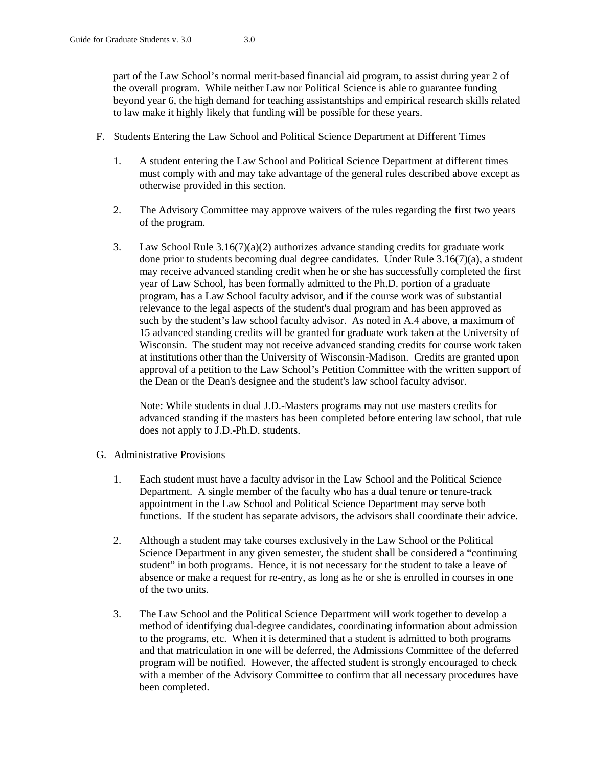part of the Law School's normal merit-based financial aid program, to assist during year 2 of the overall program. While neither Law nor Political Science is able to guarantee funding beyond year 6, the high demand for teaching assistantships and empirical research skills related to law make it highly likely that funding will be possible for these years.

F. Students Entering the Law School and Political Science Department at Different Times

1. A student entering the Law School and Political Science Department at different times must comply with and may take advantage of the general rules described above except as otherwise provided in this section.

2. The Advisory Committee may approve waivers of the rules regarding the first two years of the program.

3. Law School Rule 3.16(7)(a)(2) authorizes advance standing credits for graduate work done prior to students becoming dual degree candidates. Under Rule 3.16(7)(a), a student may receive advanced standing credit when he or she has successfully completed the first year of Law School, has been formally admitted to the Ph.D. portion of a graduate program, has a Law School faculty advisor, and if the course work was of substantial relevance to the legal aspects of the student's dual program and has been approved as such by the student's law school faculty advisor. As noted in A.4 above, a maximum of 15 advanced standing credits will be granted for graduate work taken at the University of Wisconsin. The student may not receive advanced standing credits for course work taken at institutions other than the University of Wisconsin-Madison. Credits are granted upon approval of a petition to the Law School's Petition Committee with the written support of the Dean or the Dean's designee and the student's law school faculty advisor.

   Note: While students in dual J.D.-Masters programs may not use masters credits for advanced standing if the masters has been completed before entering law school, that rule does not apply to J.D.-Ph.D. students.

G. Administrative Provisions

1. Each student must have a faculty advisor in the Law School and the Political Science Department. A single member of the faculty who has a dual tenure or tenure-track appointment in the Law School and Political Science Department may serve both functions. If the student has separate advisors, the advisors shall coordinate their advice.

2. Although a student may take courses exclusively in the Law School or the Political Science Department in any given semester, the student shall be considered a "continuing student" in both programs. Hence, it is not necessary for the student to take a leave of absence or make a request for re-entry, as long as he or she is enrolled in courses in one of the two units.

3. The Law School and the Political Science Department will work together to develop a method of identifying dual-degree candidates, coordinating information about admission to the programs, etc. When it is determined that a student is admitted to both programs and that matriculation in one will be deferred, the Admissions Committee of the deferred program will be notified. However, the affected student is strongly encouraged to check with a member of the Advisory Committee to confirm that all necessary procedures have been completed.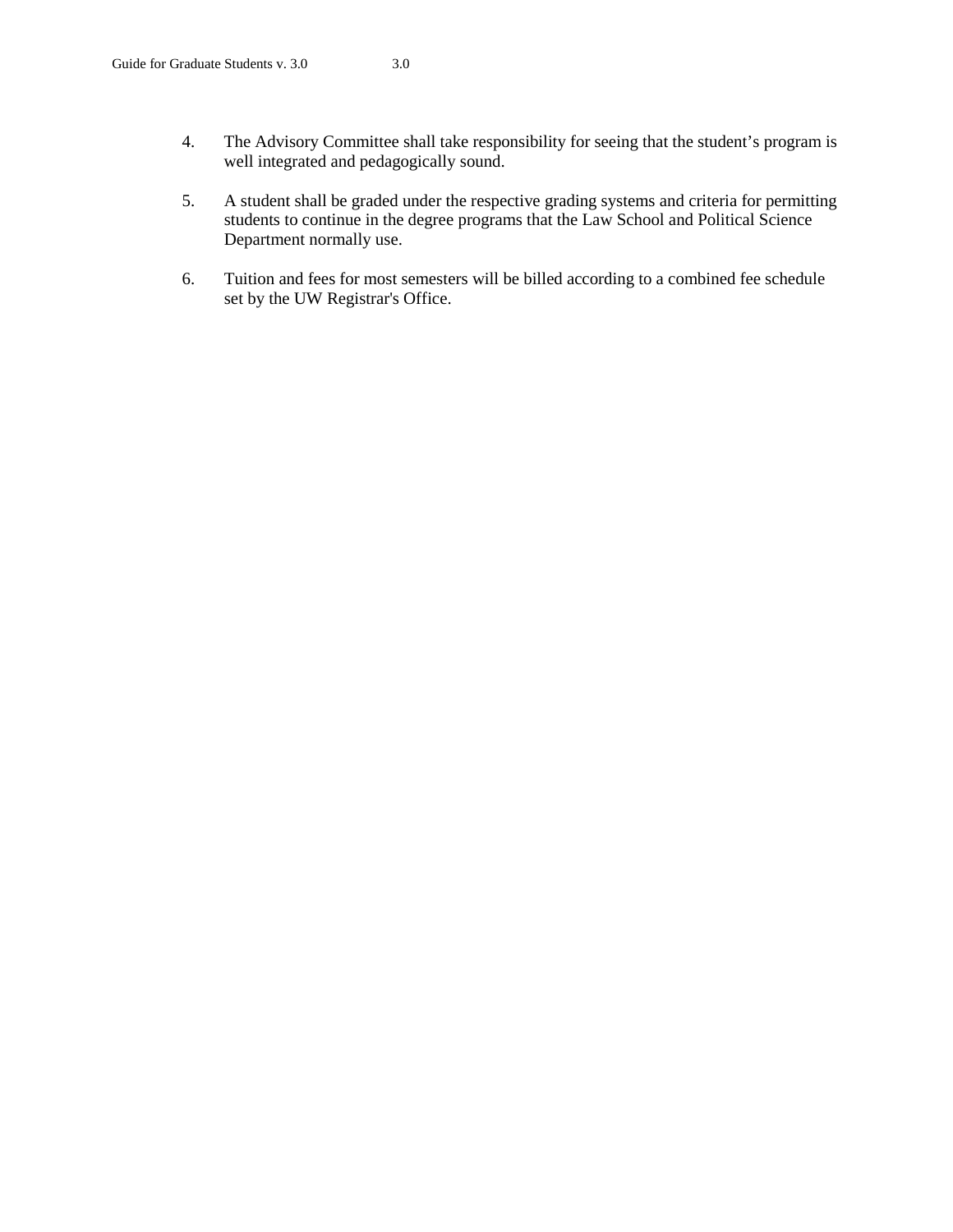4. The Advisory Committee shall take responsibility for seeing that the student's program is well integrated and pedagogically sound.

5. A student shall be graded under the respective grading systems and criteria for permitting students to continue in the degree programs that the Law School and Political Science Department normally use.

6. Tuition and fees for most semesters will be billed according to a combined fee schedule set by the UW Registrar's Office.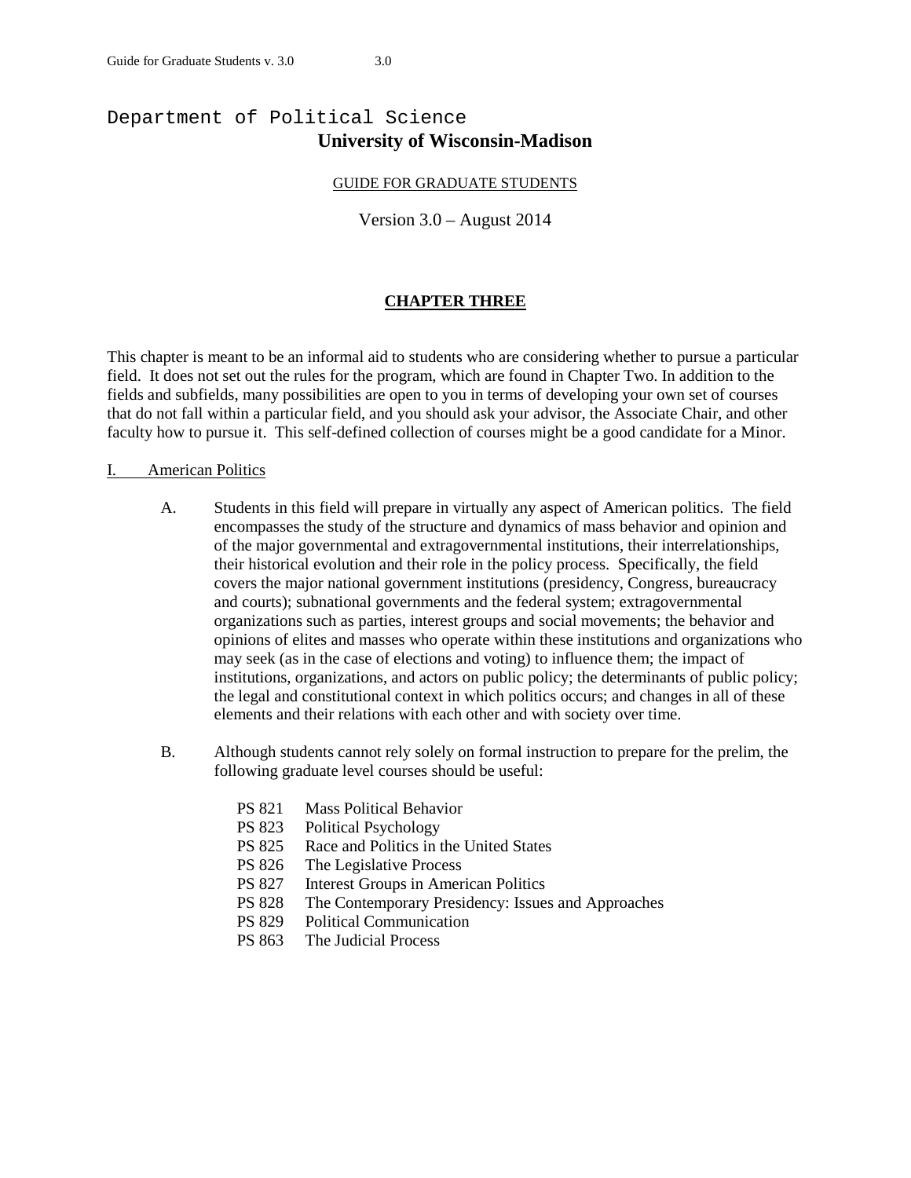Department of Political Science

**University of Wisconsin-Madison**

GUIDE FOR GRADUATE STUDENTS

Version 3.0 – August 2014

## CHAPTER THREE

This chapter is meant to be an informal aid to students who are considering whether to pursue a particular field. It does not set out the rules for the program, which are found in Chapter Two. In addition to the fields and subfields, many possibilities are open to you in terms of developing your own set of courses that do not fall within a particular field, and you should ask your advisor, the Associate Chair, and other faculty how to pursue it. This self-defined collection of courses might be a good candidate for a Minor.

### I. American Politics

A. Students in this field will prepare in virtually any aspect of American politics. The field encompasses the study of the structure and dynamics of mass behavior and opinion and of the major governmental and extragovernmental institutions, their interrelationships, their historical evolution and their role in the policy process. Specifically, the field covers the major national government institutions (presidency, Congress, bureaucracy and courts); subnational governments and the federal system; extragovernmental organizations such as parties, interest groups and social movements; the behavior and opinions of elites and masses who operate within these institutions and organizations who may seek (as in the case of elections and voting) to influence them; the impact of institutions, organizations, and actors on public policy; the determinants of public policy; the legal and constitutional context in which politics occurs; and changes in all of these elements and their relations with each other and with society over time.

B. Although students cannot rely solely on formal instruction to prepare for the prelim, the following graduate level courses should be useful:

- PS 821 Mass Political Behavior
- PS 823 Political Psychology
- PS 825 Race and Politics in the United States
- PS 826 The Legislative Process
- PS 827 Interest Groups in American Politics
- PS 828 The Contemporary Presidency: Issues and Approaches
- PS 829 Political Communication
- PS 863 The Judicial Process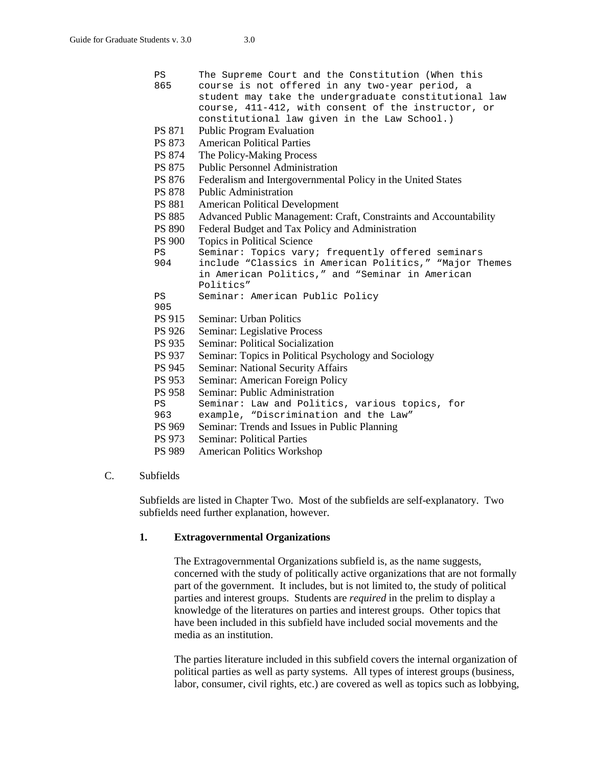- PS 865 The Supreme Court and the Constitution (When this course is not offered in any two-year period, a student may take the undergraduate constitutional law course, 411-412, with consent of the instructor, or constitutional law given in the Law School.)
- PS 871 Public Program Evaluation
- PS 873 American Political Parties
- PS 874 The Policy-Making Process
- PS 875 Public Personnel Administration
- PS 876 Federalism and Intergovernmental Policy in the United States
- PS 878 Public Administration
- PS 881 American Political Development
- PS 885 Advanced Public Management: Craft, Constraints and Accountability
- PS 890 Federal Budget and Tax Policy and Administration
- PS 900 Topics in Political Science
- PS 904 Seminar: Topics vary; frequently offered seminars include “Classics in American Politics,” “Major Themes in American Politics,” and “Seminar in American Politics”
- PS 905 Seminar: American Public Policy
- PS 915 Seminar: Urban Politics
- PS 926 Seminar: Legislative Process
- PS 935 Seminar: Political Socialization
- PS 937 Seminar: Topics in Political Psychology and Sociology
- PS 945 Seminar: National Security Affairs
- PS 953 Seminar: American Foreign Policy
- PS 958 Seminar: Public Administration
- PS 963 Seminar: Law and Politics, various topics, for example, “Discrimination and the Law”
- PS 969 Seminar: Trends and Issues in Public Planning
- PS 973 Seminar: Political Parties
- PS 989 American Politics Workshop

## C. Subfields

Subfields are listed in Chapter Two. Most of the subfields are self-explanatory. Two subfields need further explanation, however.

### 1. Extragovernmental Organizations

The Extragovernmental Organizations subfield is, as the name suggests, concerned with the study of politically active organizations that are not formally part of the government. It includes, but is not limited to, the study of political parties and interest groups. Students are *required* in the prelim to display a knowledge of the literatures on parties and interest groups. Other topics that have been included in this subfield have included social movements and the media as an institution.

The parties literature included in this subfield covers the internal organization of political parties as well as party systems. All types of interest groups (business, labor, consumer, civil rights, etc.) are covered as well as topics such as lobbying,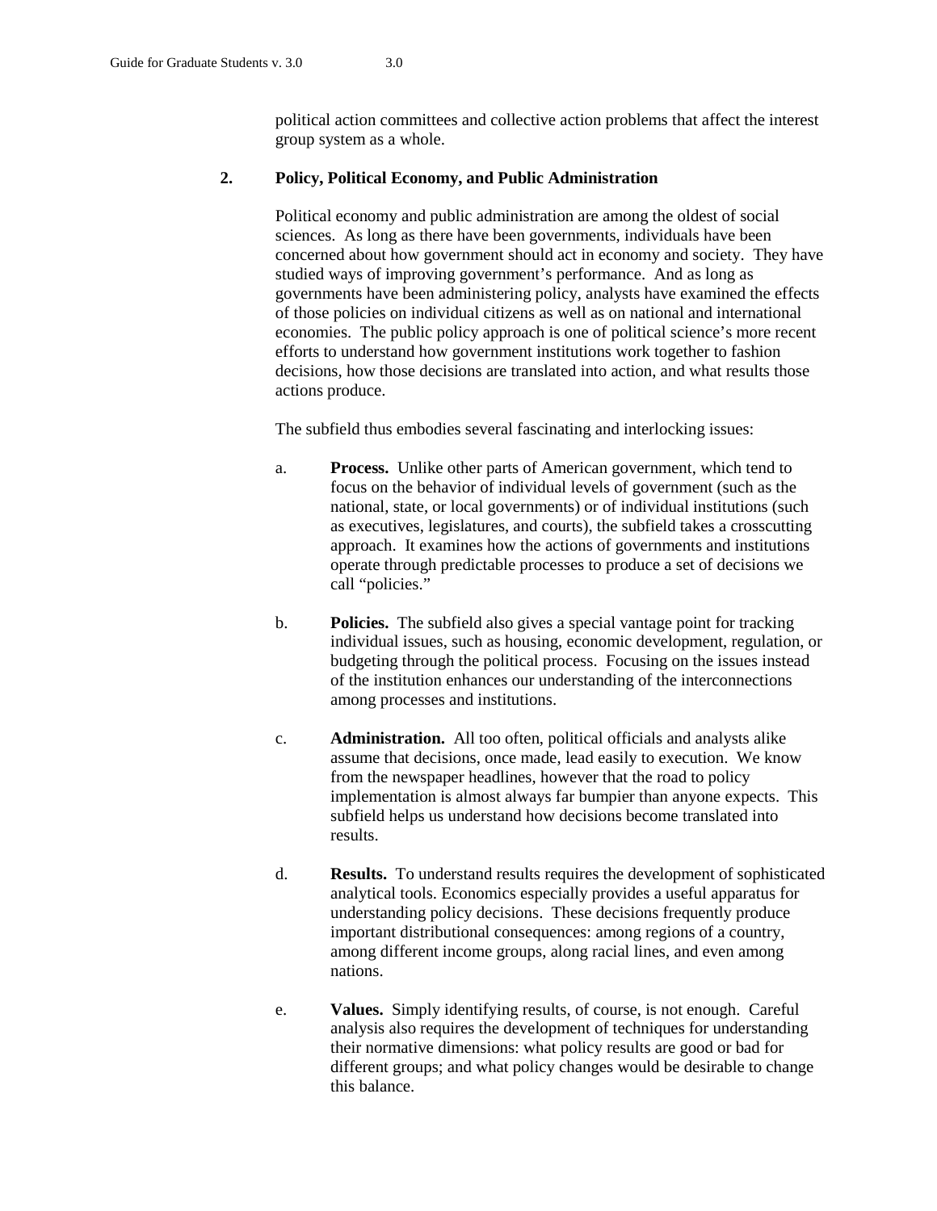political action committees and collective action problems that affect the interest group system as a whole.

## 2. Policy, Political Economy, and Public Administration

Political economy and public administration are among the oldest of social sciences. As long as there have been governments, individuals have been concerned about how government should act in economy and society. They have studied ways of improving government's performance. And as long as governments have been administering policy, analysts have examined the effects of those policies on individual citizens as well as on national and international economies. The public policy approach is one of political science's more recent efforts to understand how government institutions work together to fashion decisions, how those decisions are translated into action, and what results those actions produce.

The subfield thus embodies several fascinating and interlocking issues:

a. **Process.** Unlike other parts of American government, which tend to focus on the behavior of individual levels of government (such as the national, state, or local governments) or of individual institutions (such as executives, legislatures, and courts), the subfield takes a crosscutting approach. It examines how the actions of governments and institutions operate through predictable processes to produce a set of decisions we call "policies."

b. **Policies.** The subfield also gives a special vantage point for tracking individual issues, such as housing, economic development, regulation, or budgeting through the political process. Focusing on the issues instead of the institution enhances our understanding of the interconnections among processes and institutions.

c. **Administration.** All too often, political officials and analysts alike assume that decisions, once made, lead easily to execution. We know from the newspaper headlines, however that the road to policy implementation is almost always far bumpier than anyone expects. This subfield helps us understand how decisions become translated into results.

d. **Results.** To understand results requires the development of sophisticated analytical tools. Economics especially provides a useful apparatus for understanding policy decisions. These decisions frequently produce important distributional consequences: among regions of a country, among different income groups, along racial lines, and even among nations.

e. **Values.** Simply identifying results, of course, is not enough. Careful analysis also requires the development of techniques for understanding their normative dimensions: what policy results are good or bad for different groups; and what policy changes would be desirable to change this balance.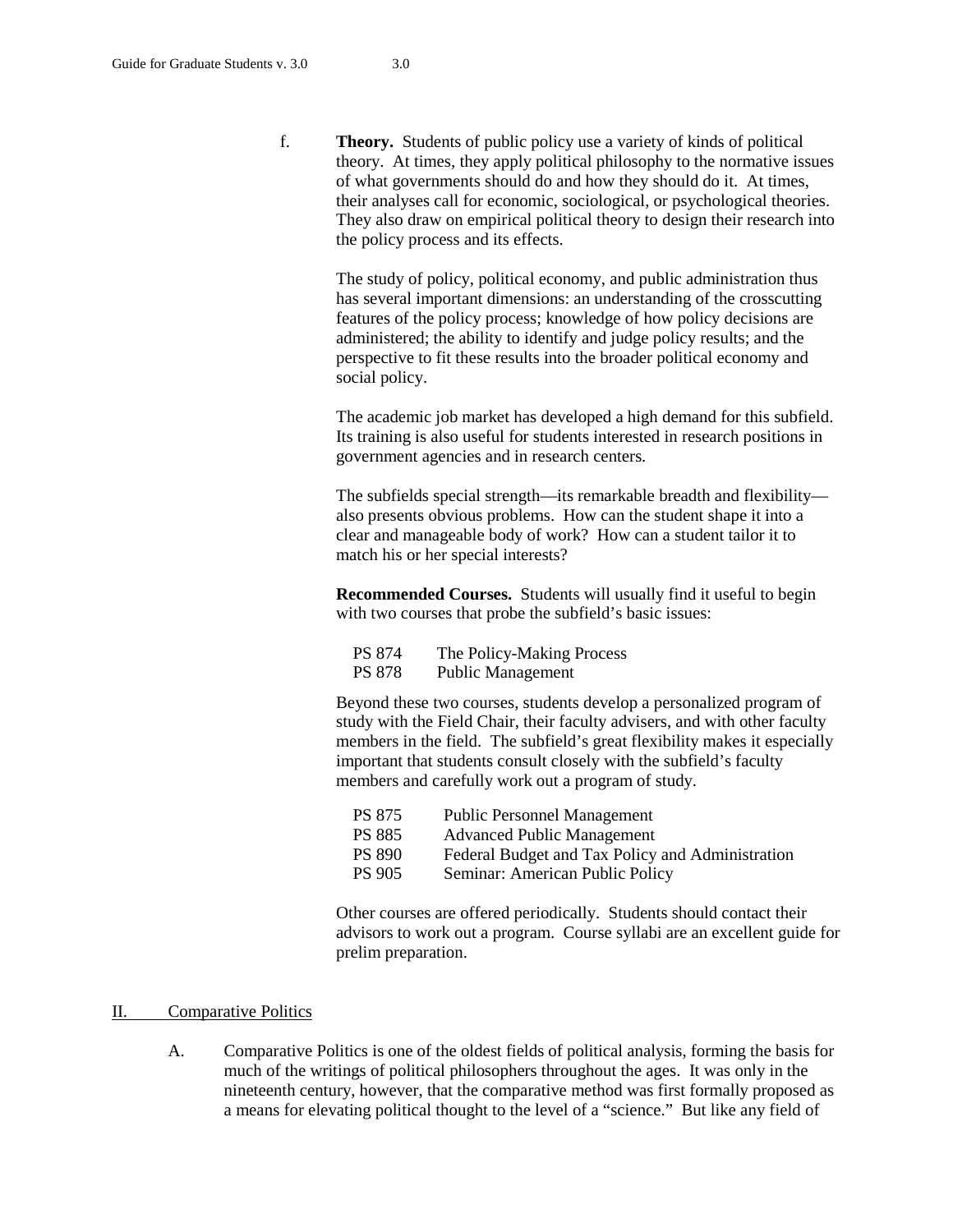f. **Theory.** Students of public policy use a variety of kinds of political theory. At times, they apply political philosophy to the normative issues of what governments should do and how they should do it. At times, their analyses call for economic, sociological, or psychological theories. They also draw on empirical political theory to design their research into the policy process and its effects.

The study of policy, political economy, and public administration thus has several important dimensions: an understanding of the crosscutting features of the policy process; knowledge of how policy decisions are administered; the ability to identify and judge policy results; and the perspective to fit these results into the broader political economy and social policy.

The academic job market has developed a high demand for this subfield. Its training is also useful for students interested in research positions in government agencies and in research centers.

The subfields special strength—its remarkable breadth and flexibility—also presents obvious problems. How can the student shape it into a clear and manageable body of work? How can a student tailor it to match his or her special interests?

**Recommended Courses.** Students will usually find it useful to begin with two courses that probe the subfield's basic issues:

| | |
|---|---|
| PS 874 | The Policy-Making Process |
| PS 878 | Public Management |

Beyond these two courses, students develop a personalized program of study with the Field Chair, their faculty advisers, and with other faculty members in the field. The subfield's great flexibility makes it especially important that students consult closely with the subfield's faculty members and carefully work out a program of study.

| | |
|---|---|
| PS 875 | Public Personnel Management |
| PS 885 | Advanced Public Management |
| PS 890 | Federal Budget and Tax Policy and Administration |
| PS 905 | Seminar: American Public Policy |

Other courses are offered periodically. Students should contact their advisors to work out a program. Course syllabi are an excellent guide for prelim preparation.

## II. Comparative Politics

A. Comparative Politics is one of the oldest fields of political analysis, forming the basis for much of the writings of political philosophers throughout the ages. It was only in the nineteenth century, however, that the comparative method was first formally proposed as a means for elevating political thought to the level of a "science." But like any field of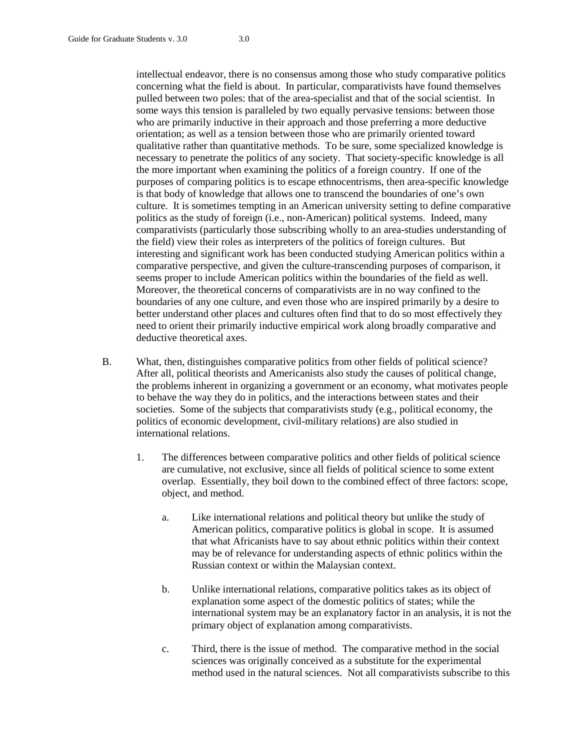intellectual endeavor, there is no consensus among those who study comparative politics concerning what the field is about. In particular, comparativists have found themselves pulled between two poles: that of the area-specialist and that of the social scientist. In some ways this tension is paralleled by two equally pervasive tensions: between those who are primarily inductive in their approach and those preferring a more deductive orientation; as well as a tension between those who are primarily oriented toward qualitative rather than quantitative methods. To be sure, some specialized knowledge is necessary to penetrate the politics of any society. That society-specific knowledge is all the more important when examining the politics of a foreign country. If one of the purposes of comparing politics is to escape ethnocentrisms, then area-specific knowledge is that body of knowledge that allows one to transcend the boundaries of one's own culture. It is sometimes tempting in an American university setting to define comparative politics as the study of foreign (i.e., non-American) political systems. Indeed, many comparativists (particularly those subscribing wholly to an area-studies understanding of the field) view their roles as interpreters of the politics of foreign cultures. But interesting and significant work has been conducted studying American politics within a comparative perspective, and given the culture-transcending purposes of comparison, it seems proper to include American politics within the boundaries of the field as well. Moreover, the theoretical concerns of comparativists are in no way confined to the boundaries of any one culture, and even those who are inspired primarily by a desire to better understand other places and cultures often find that to do so most effectively they need to orient their primarily inductive empirical work along broadly comparative and deductive theoretical axes.

B. What, then, distinguishes comparative politics from other fields of political science? After all, political theorists and Americanists also study the causes of political change, the problems inherent in organizing a government or an economy, what motivates people to behave the way they do in politics, and the interactions between states and their societies. Some of the subjects that comparativists study (e.g., political economy, the politics of economic development, civil-military relations) are also studied in international relations.

1. The differences between comparative politics and other fields of political science are cumulative, not exclusive, since all fields of political science to some extent overlap. Essentially, they boil down to the combined effect of three factors: scope, object, and method.

   a. Like international relations and political theory but unlike the study of American politics, comparative politics is global in scope. It is assumed that what Africanists have to say about ethnic politics within their context may be of relevance for understanding aspects of ethnic politics within the Russian context or within the Malaysian context.

   b. Unlike international relations, comparative politics takes as its object of explanation some aspect of the domestic politics of states; while the international system may be an explanatory factor in an analysis, it is not the primary object of explanation among comparativists.

   c. Third, there is the issue of method. The comparative method in the social sciences was originally conceived as a substitute for the experimental method used in the natural sciences. Not all comparativists subscribe to this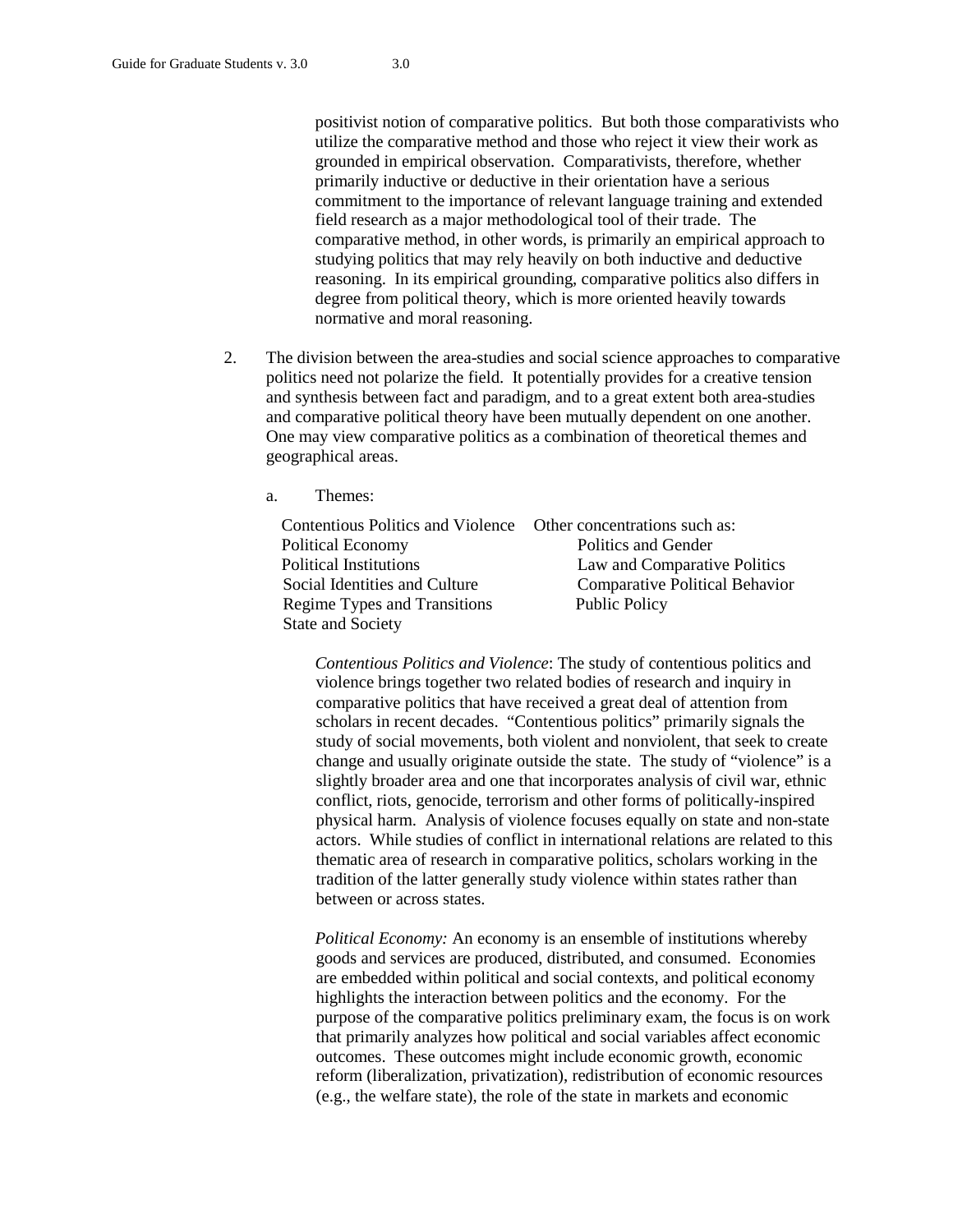positivist notion of comparative politics. But both those comparativists who utilize the comparative method and those who reject it view their work as grounded in empirical observation. Comparativists, therefore, whether primarily inductive or deductive in their orientation have a serious commitment to the importance of relevant language training and extended field research as a major methodological tool of their trade. The comparative method, in other words, is primarily an empirical approach to studying politics that may rely heavily on both inductive and deductive reasoning. In its empirical grounding, comparative politics also differs in degree from political theory, which is more oriented heavily towards normative and moral reasoning.

2. The division between the area-studies and social science approaches to comparative politics need not polarize the field. It potentially provides for a creative tension and synthesis between fact and paradigm, and to a great extent both area-studies and comparative political theory have been mutually dependent on one another. One may view comparative politics as a combination of theoretical themes and geographical areas.

   a. Themes:

| | Other concentrations such as: |
|---|---|
| Contentious Politics and Violence | Politics and Gender |
| Political Economy | Law and Comparative Politics |
| Political Institutions | Comparative Political Behavior |
| Social Identities and Culture | Public Policy |
| Regime Types and Transitions | |
| State and Society | |

*Contentious Politics and Violence*: The study of contentious politics and violence brings together two related bodies of research and inquiry in comparative politics that have received a great deal of attention from scholars in recent decades. "Contentious politics" primarily signals the study of social movements, both violent and nonviolent, that seek to create change and usually originate outside the state. The study of "violence" is a slightly broader area and one that incorporates analysis of civil war, ethnic conflict, riots, genocide, terrorism and other forms of politically-inspired physical harm. Analysis of violence focuses equally on state and non-state actors. While studies of conflict in international relations are related to this thematic area of research in comparative politics, scholars working in the tradition of the latter generally study violence within states rather than between or across states.

*Political Economy:* An economy is an ensemble of institutions whereby goods and services are produced, distributed, and consumed. Economies are embedded within political and social contexts, and political economy highlights the interaction between politics and the economy. For the purpose of the comparative politics preliminary exam, the focus is on work that primarily analyzes how political and social variables affect economic outcomes. These outcomes might include economic growth, economic reform (liberalization, privatization), redistribution of economic resources (e.g., the welfare state), the role of the state in markets and economic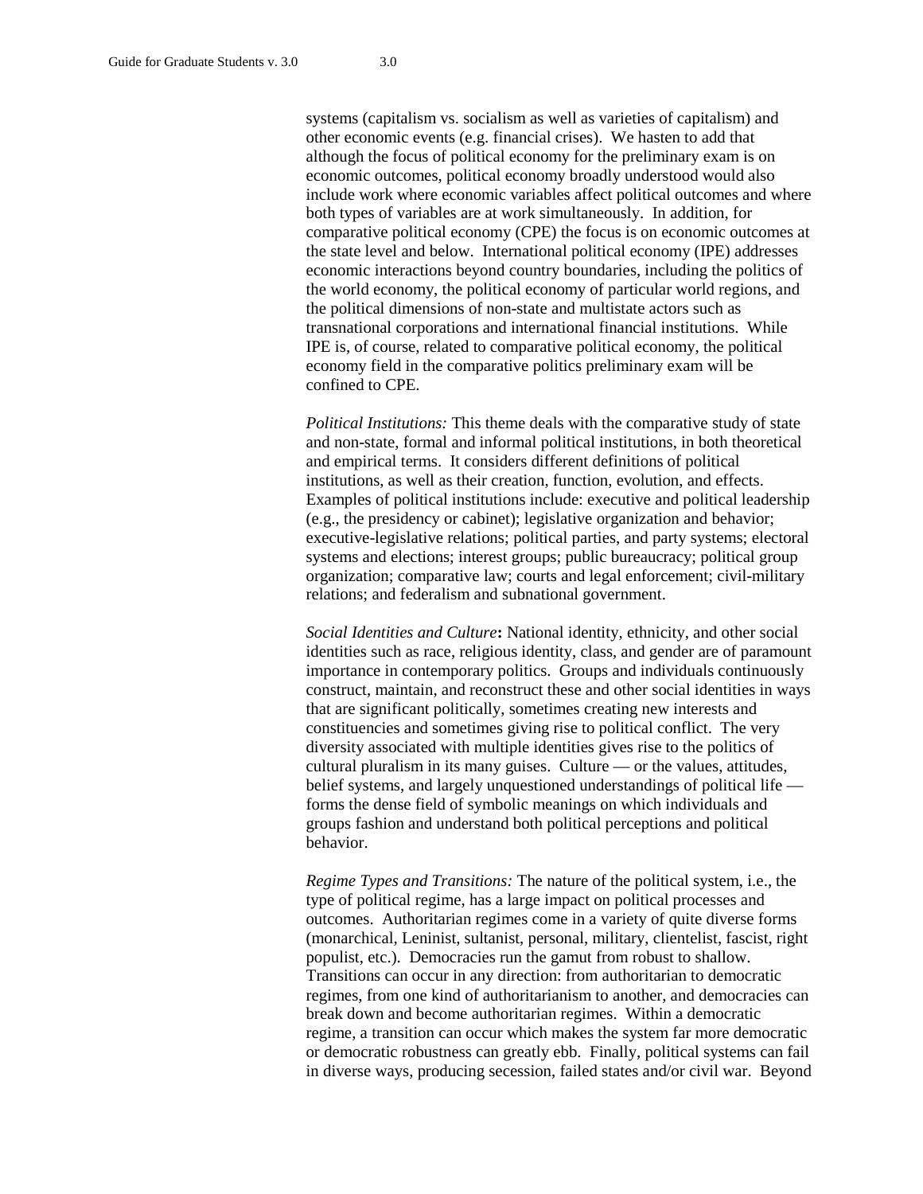systems (capitalism vs. socialism as well as varieties of capitalism) and other economic events (e.g. financial crises). We hasten to add that although the focus of political economy for the preliminary exam is on economic outcomes, political economy broadly understood would also include work where economic variables affect political outcomes and where both types of variables are at work simultaneously. In addition, for comparative political economy (CPE) the focus is on economic outcomes at the state level and below. International political economy (IPE) addresses economic interactions beyond country boundaries, including the politics of the world economy, the political economy of particular world regions, and the political dimensions of non-state and multistate actors such as transnational corporations and international financial institutions. While IPE is, of course, related to comparative political economy, the political economy field in the comparative politics preliminary exam will be confined to CPE.

*Political Institutions:* This theme deals with the comparative study of state and non-state, formal and informal political institutions, in both theoretical and empirical terms. It considers different definitions of political institutions, as well as their creation, function, evolution, and effects. Examples of political institutions include: executive and political leadership (e.g., the presidency or cabinet); legislative organization and behavior; executive-legislative relations; political parties, and party systems; electoral systems and elections; interest groups; public bureaucracy; political group organization; comparative law; courts and legal enforcement; civil-military relations; and federalism and subnational government.

*Social Identities and Culture***:** National identity, ethnicity, and other social identities such as race, religious identity, class, and gender are of paramount importance in contemporary politics. Groups and individuals continuously construct, maintain, and reconstruct these and other social identities in ways that are significant politically, sometimes creating new interests and constituencies and sometimes giving rise to political conflict. The very diversity associated with multiple identities gives rise to the politics of cultural pluralism in its many guises. Culture — or the values, attitudes, belief systems, and largely unquestioned understandings of political life — forms the dense field of symbolic meanings on which individuals and groups fashion and understand both political perceptions and political behavior.

*Regime Types and Transitions:* The nature of the political system, i.e., the type of political regime, has a large impact on political processes and outcomes. Authoritarian regimes come in a variety of quite diverse forms (monarchical, Leninist, sultanist, personal, military, clientelist, fascist, right populist, etc.). Democracies run the gamut from robust to shallow. Transitions can occur in any direction: from authoritarian to democratic regimes, from one kind of authoritarianism to another, and democracies can break down and become authoritarian regimes. Within a democratic regime, a transition can occur which makes the system far more democratic or democratic robustness can greatly ebb. Finally, political systems can fail in diverse ways, producing secession, failed states and/or civil war. Beyond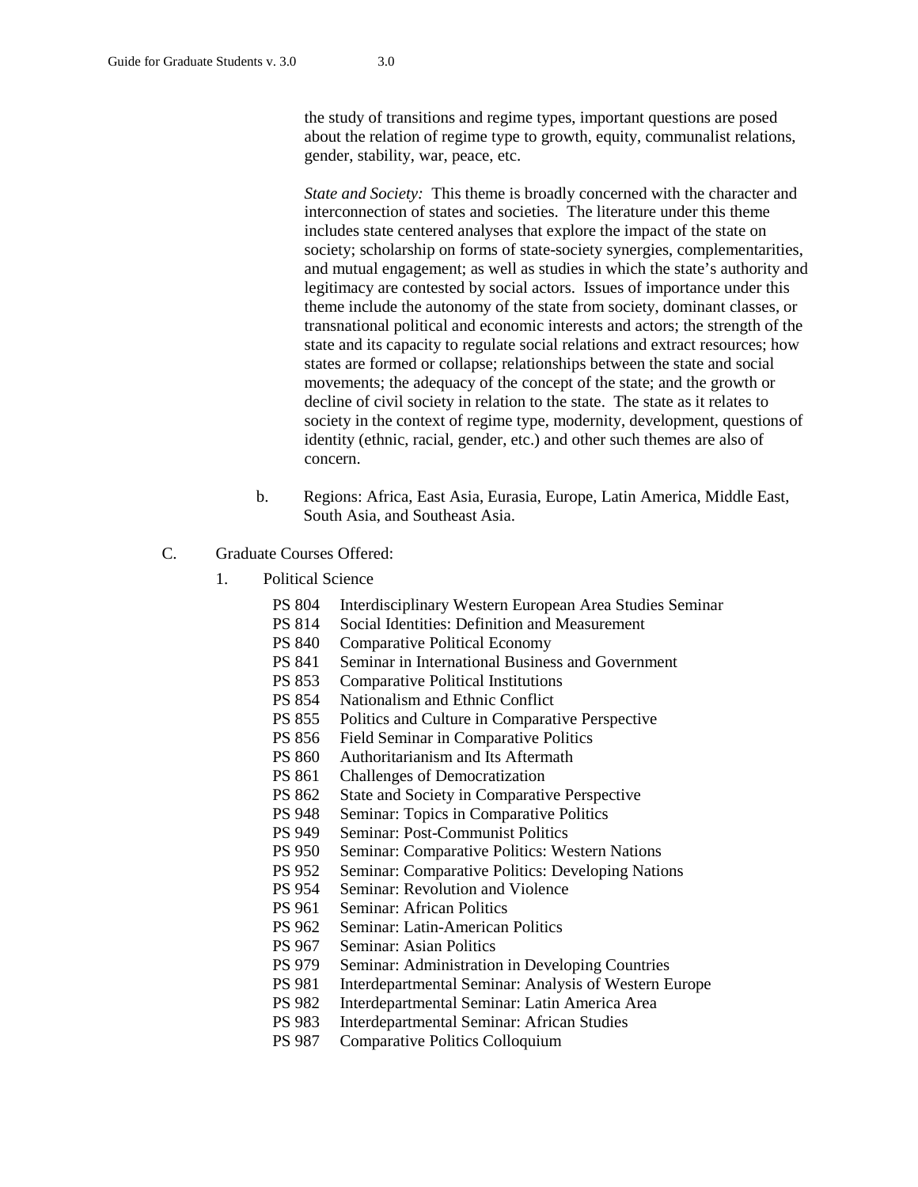the study of transitions and regime types, important questions are posed about the relation of regime type to growth, equity, communalist relations, gender, stability, war, peace, etc.

*State and Society:* This theme is broadly concerned with the character and interconnection of states and societies. The literature under this theme includes state centered analyses that explore the impact of the state on society; scholarship on forms of state-society synergies, complementarities, and mutual engagement; as well as studies in which the state's authority and legitimacy are contested by social actors. Issues of importance under this theme include the autonomy of the state from society, dominant classes, or transnational political and economic interests and actors; the strength of the state and its capacity to regulate social relations and extract resources; how states are formed or collapse; relationships between the state and social movements; the adequacy of the concept of the state; and the growth or decline of civil society in relation to the state. The state as it relates to society in the context of regime type, modernity, development, questions of identity (ethnic, racial, gender, etc.) and other such themes are also of concern.

b. Regions: Africa, East Asia, Eurasia, Europe, Latin America, Middle East, South Asia, and Southeast Asia.

C. Graduate Courses Offered:

1. Political Science

- PS 804 Interdisciplinary Western European Area Studies Seminar
- PS 814 Social Identities: Definition and Measurement
- PS 840 Comparative Political Economy
- PS 841 Seminar in International Business and Government
- PS 853 Comparative Political Institutions
- PS 854 Nationalism and Ethnic Conflict
- PS 855 Politics and Culture in Comparative Perspective
- PS 856 Field Seminar in Comparative Politics
- PS 860 Authoritarianism and Its Aftermath
- PS 861 Challenges of Democratization
- PS 862 State and Society in Comparative Perspective
- PS 948 Seminar: Topics in Comparative Politics
- PS 949 Seminar: Post-Communist Politics
- PS 950 Seminar: Comparative Politics: Western Nations
- PS 952 Seminar: Comparative Politics: Developing Nations
- PS 954 Seminar: Revolution and Violence
- PS 961 Seminar: African Politics
- PS 962 Seminar: Latin-American Politics
- PS 967 Seminar: Asian Politics
- PS 979 Seminar: Administration in Developing Countries
- PS 981 Interdepartmental Seminar: Analysis of Western Europe
- PS 982 Interdepartmental Seminar: Latin America Area
- PS 983 Interdepartmental Seminar: African Studies
- PS 987 Comparative Politics Colloquium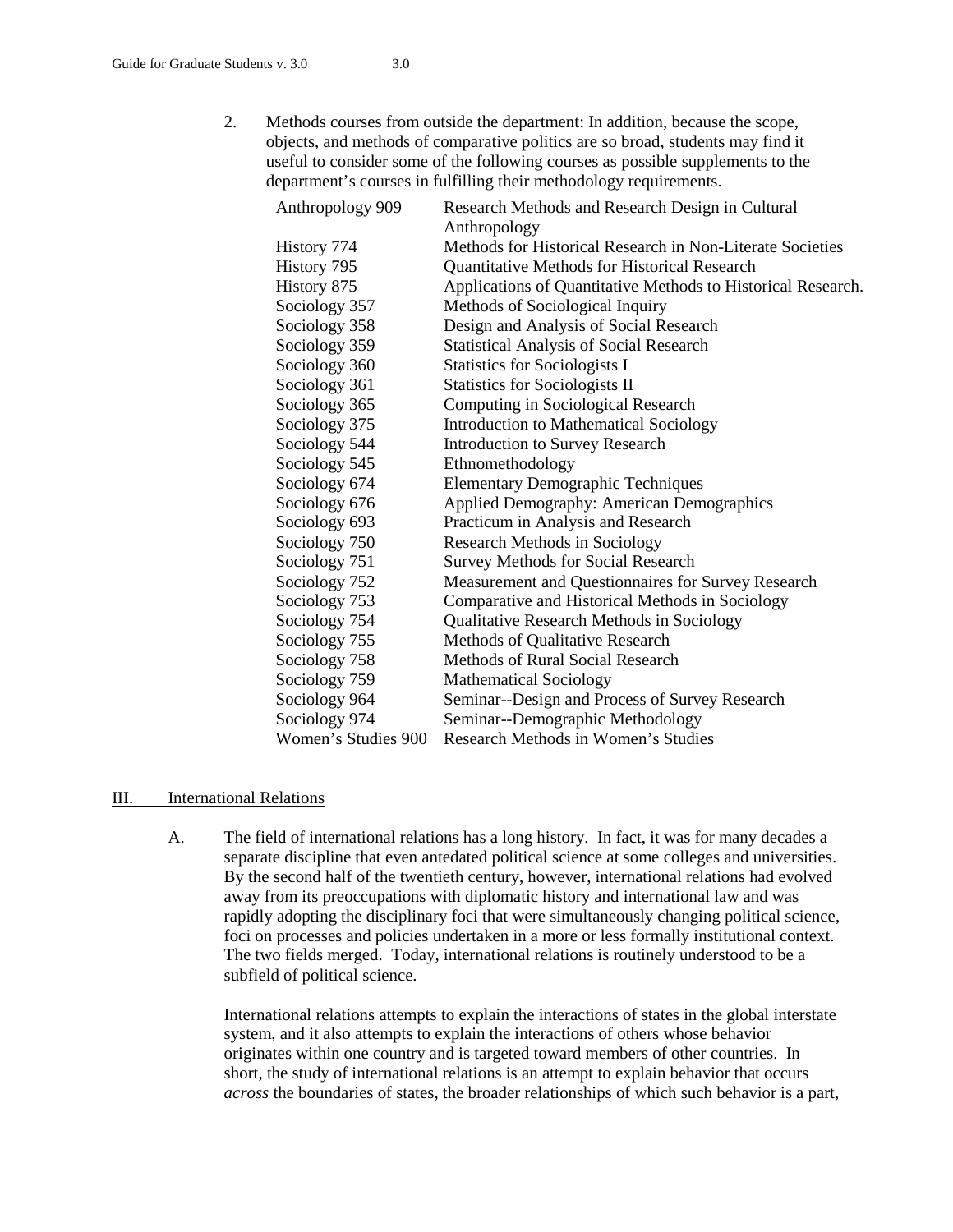2. Methods courses from outside the department: In addition, because the scope, objects, and methods of comparative politics are so broad, students may find it useful to consider some of the following courses as possible supplements to the department's courses in fulfilling their methodology requirements.

| | |
|---|---|
| Anthropology 909 | Research Methods and Research Design in Cultural Anthropology |
| History 774 | Methods for Historical Research in Non-Literate Societies |
| History 795 | Quantitative Methods for Historical Research |
| History 875 | Applications of Quantitative Methods to Historical Research. |
| Sociology 357 | Methods of Sociological Inquiry |
| Sociology 358 | Design and Analysis of Social Research |
| Sociology 359 | Statistical Analysis of Social Research |
| Sociology 360 | Statistics for Sociologists I |
| Sociology 361 | Statistics for Sociologists II |
| Sociology 365 | Computing in Sociological Research |
| Sociology 375 | Introduction to Mathematical Sociology |
| Sociology 544 | Introduction to Survey Research |
| Sociology 545 | Ethnomethodology |
| Sociology 674 | Elementary Demographic Techniques |
| Sociology 676 | Applied Demography: American Demographics |
| Sociology 693 | Practicum in Analysis and Research |
| Sociology 750 | Research Methods in Sociology |
| Sociology 751 | Survey Methods for Social Research |
| Sociology 752 | Measurement and Questionnaires for Survey Research |
| Sociology 753 | Comparative and Historical Methods in Sociology |
| Sociology 754 | Qualitative Research Methods in Sociology |
| Sociology 755 | Methods of Qualitative Research |
| Sociology 758 | Methods of Rural Social Research |
| Sociology 759 | Mathematical Sociology |
| Sociology 964 | Seminar--Design and Process of Survey Research |
| Sociology 974 | Seminar--Demographic Methodology |
| Women's Studies 900 | Research Methods in Women's Studies |

## III. International Relations

A. The field of international relations has a long history. In fact, it was for many decades a separate discipline that even antedated political science at some colleges and universities. By the second half of the twentieth century, however, international relations had evolved away from its preoccupations with diplomatic history and international law and was rapidly adopting the disciplinary foci that were simultaneously changing political science, foci on processes and policies undertaken in a more or less formally institutional context. The two fields merged. Today, international relations is routinely understood to be a subfield of political science.

International relations attempts to explain the interactions of states in the global interstate system, and it also attempts to explain the interactions of others whose behavior originates within one country and is targeted toward members of other countries. In short, the study of international relations is an attempt to explain behavior that occurs *across* the boundaries of states, the broader relationships of which such behavior is a part,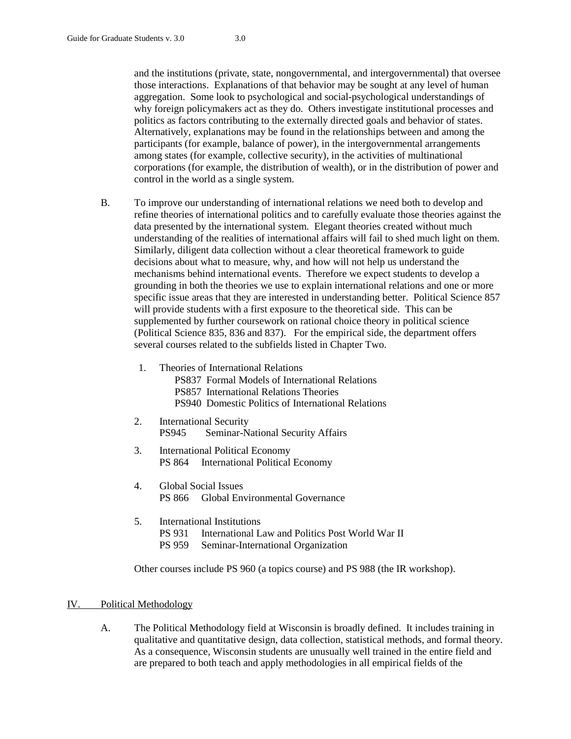and the institutions (private, state, nongovernmental, and intergovernmental) that oversee those interactions. Explanations of that behavior may be sought at any level of human aggregation. Some look to psychological and social-psychological understandings of why foreign policymakers act as they do. Others investigate institutional processes and politics as factors contributing to the externally directed goals and behavior of states. Alternatively, explanations may be found in the relationships between and among the participants (for example, balance of power), in the intergovernmental arrangements among states (for example, collective security), in the activities of multinational corporations (for example, the distribution of wealth), or in the distribution of power and control in the world as a single system.

B. To improve our understanding of international relations we need both to develop and refine theories of international politics and to carefully evaluate those theories against the data presented by the international system. Elegant theories created without much understanding of the realities of international affairs will fail to shed much light on them. Similarly, diligent data collection without a clear theoretical framework to guide decisions about what to measure, why, and how will not help us understand the mechanisms behind international events. Therefore we expect students to develop a grounding in both the theories we use to explain international relations and one or more specific issue areas that they are interested in understanding better. Political Science 857 will provide students with a first exposure to the theoretical side. This can be supplemented by further coursework on rational choice theory in political science (Political Science 835, 836 and 837). For the empirical side, the department offers several courses related to the subfields listed in Chapter Two.

1. Theories of International Relations
   - PS837 Formal Models of International Relations
   - PS857 International Relations Theories
   - PS940 Domestic Politics of International Relations

2. International Security
   - PS945 Seminar-National Security Affairs

3. International Political Economy
   - PS 864 International Political Economy

4. Global Social Issues
   - PS 866 Global Environmental Governance

5. International Institutions
   - PS 931 International Law and Politics Post World War II
   - PS 959 Seminar-International Organization

Other courses include PS 960 (a topics course) and PS 988 (the IR workshop).

## IV. Political Methodology

A. The Political Methodology field at Wisconsin is broadly defined. It includes training in qualitative and quantitative design, data collection, statistical methods, and formal theory. As a consequence, Wisconsin students are unusually well trained in the entire field and are prepared to both teach and apply methodologies in all empirical fields of the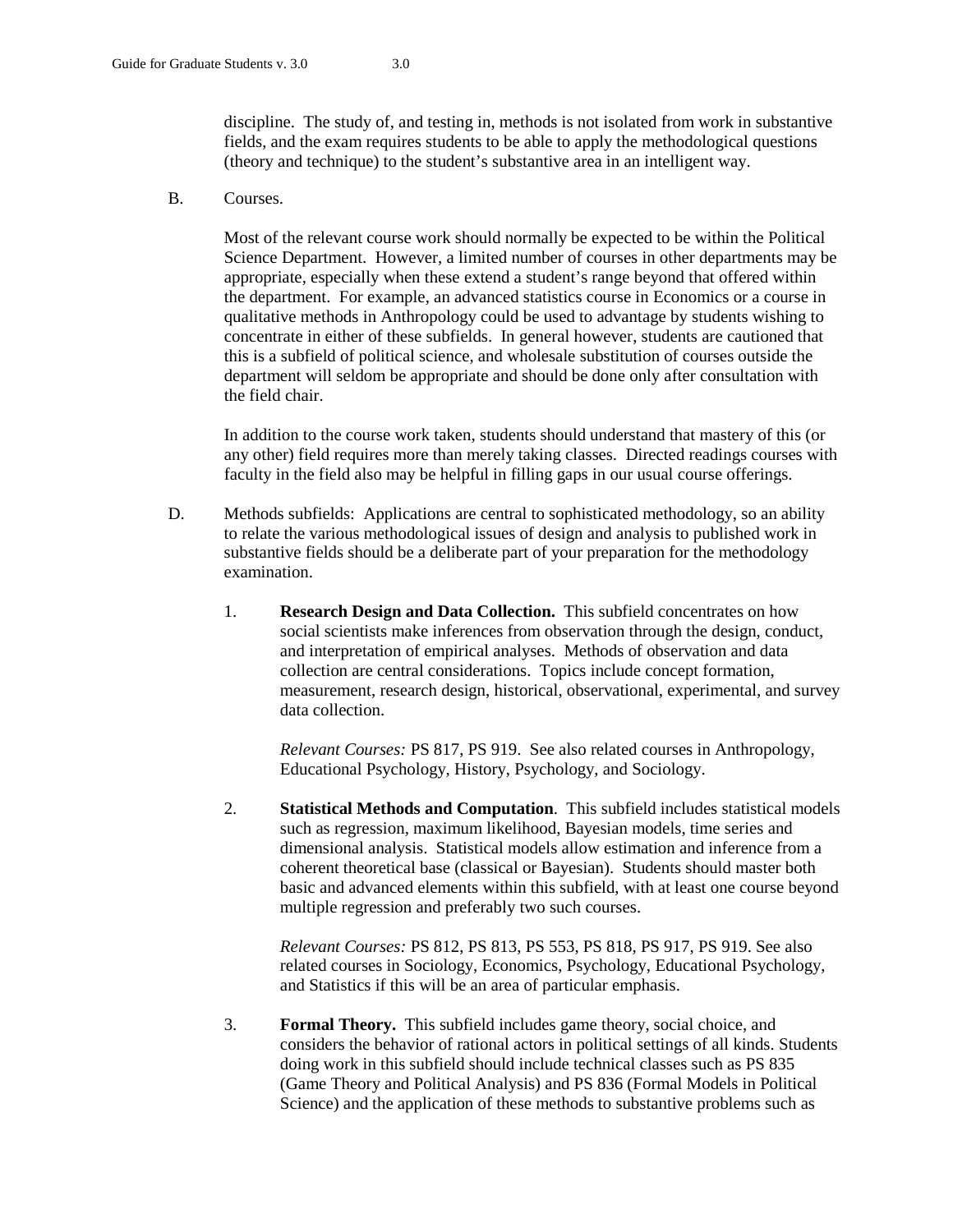discipline. The study of, and testing in, methods is not isolated from work in substantive fields, and the exam requires students to be able to apply the methodological questions (theory and technique) to the student's substantive area in an intelligent way.

B. Courses.

Most of the relevant course work should normally be expected to be within the Political Science Department. However, a limited number of courses in other departments may be appropriate, especially when these extend a student's range beyond that offered within the department. For example, an advanced statistics course in Economics or a course in qualitative methods in Anthropology could be used to advantage by students wishing to concentrate in either of these subfields. In general however, students are cautioned that this is a subfield of political science, and wholesale substitution of courses outside the department will seldom be appropriate and should be done only after consultation with the field chair.

In addition to the course work taken, students should understand that mastery of this (or any other) field requires more than merely taking classes. Directed readings courses with faculty in the field also may be helpful in filling gaps in our usual course offerings.

D. Methods subfields: Applications are central to sophisticated methodology, so an ability to relate the various methodological issues of design and analysis to published work in substantive fields should be a deliberate part of your preparation for the methodology examination.

1. **Research Design and Data Collection.** This subfield concentrates on how social scientists make inferences from observation through the design, conduct, and interpretation of empirical analyses. Methods of observation and data collection are central considerations. Topics include concept formation, measurement, research design, historical, observational, experimental, and survey data collection.

   *Relevant Courses:* PS 817, PS 919. See also related courses in Anthropology, Educational Psychology, History, Psychology, and Sociology.

2. **Statistical Methods and Computation**. This subfield includes statistical models such as regression, maximum likelihood, Bayesian models, time series and dimensional analysis. Statistical models allow estimation and inference from a coherent theoretical base (classical or Bayesian). Students should master both basic and advanced elements within this subfield, with at least one course beyond multiple regression and preferably two such courses.

   *Relevant Courses:* PS 812, PS 813, PS 553, PS 818, PS 917, PS 919. See also related courses in Sociology, Economics, Psychology, Educational Psychology, and Statistics if this will be an area of particular emphasis.

3. **Formal Theory.** This subfield includes game theory, social choice, and considers the behavior of rational actors in political settings of all kinds. Students doing work in this subfield should include technical classes such as PS 835 (Game Theory and Political Analysis) and PS 836 (Formal Models in Political Science) and the application of these methods to substantive problems such as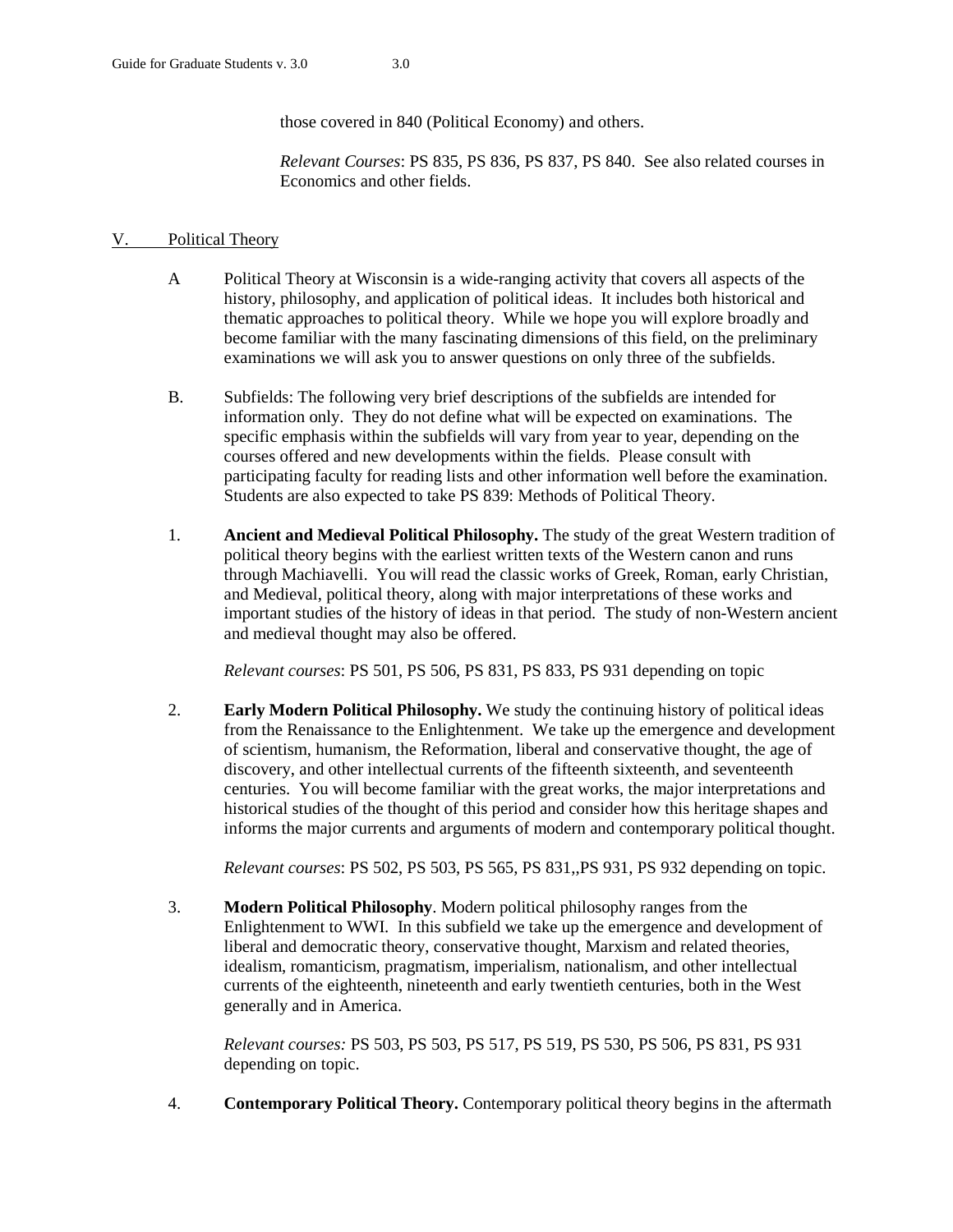those covered in 840 (Political Economy) and others.

*Relevant Courses*: PS 835, PS 836, PS 837, PS 840. See also related courses in Economics and other fields.

## V. Political Theory

A Political Theory at Wisconsin is a wide-ranging activity that covers all aspects of the history, philosophy, and application of political ideas. It includes both historical and thematic approaches to political theory. While we hope you will explore broadly and become familiar with the many fascinating dimensions of this field, on the preliminary examinations we will ask you to answer questions on only three of the subfields.

B. Subfields: The following very brief descriptions of the subfields are intended for information only. They do not define what will be expected on examinations. The specific emphasis within the subfields will vary from year to year, depending on the courses offered and new developments within the fields. Please consult with participating faculty for reading lists and other information well before the examination. Students are also expected to take PS 839: Methods of Political Theory.

1. **Ancient and Medieval Political Philosophy.** The study of the great Western tradition of political theory begins with the earliest written texts of the Western canon and runs through Machiavelli. You will read the classic works of Greek, Roman, early Christian, and Medieval, political theory, along with major interpretations of these works and important studies of the history of ideas in that period. The study of non-Western ancient and medieval thought may also be offered.

   *Relevant courses*: PS 501, PS 506, PS 831, PS 833, PS 931 depending on topic

2. **Early Modern Political Philosophy.** We study the continuing history of political ideas from the Renaissance to the Enlightenment. We take up the emergence and development of scientism, humanism, the Reformation, liberal and conservative thought, the age of discovery, and other intellectual currents of the fifteenth sixteenth, and seventeenth centuries. You will become familiar with the great works, the major interpretations and historical studies of the thought of this period and consider how this heritage shapes and informs the major currents and arguments of modern and contemporary political thought.

   *Relevant courses*: PS 502, PS 503, PS 565, PS 831,,PS 931, PS 932 depending on topic.

3. **Modern Political Philosophy**. Modern political philosophy ranges from the Enlightenment to WWI. In this subfield we take up the emergence and development of liberal and democratic theory, conservative thought, Marxism and related theories, idealism, romanticism, pragmatism, imperialism, nationalism, and other intellectual currents of the eighteenth, nineteenth and early twentieth centuries, both in the West generally and in America.

   *Relevant courses:* PS 503, PS 503, PS 517, PS 519, PS 530, PS 506, PS 831, PS 931 depending on topic.

4. **Contemporary Political Theory.** Contemporary political theory begins in the aftermath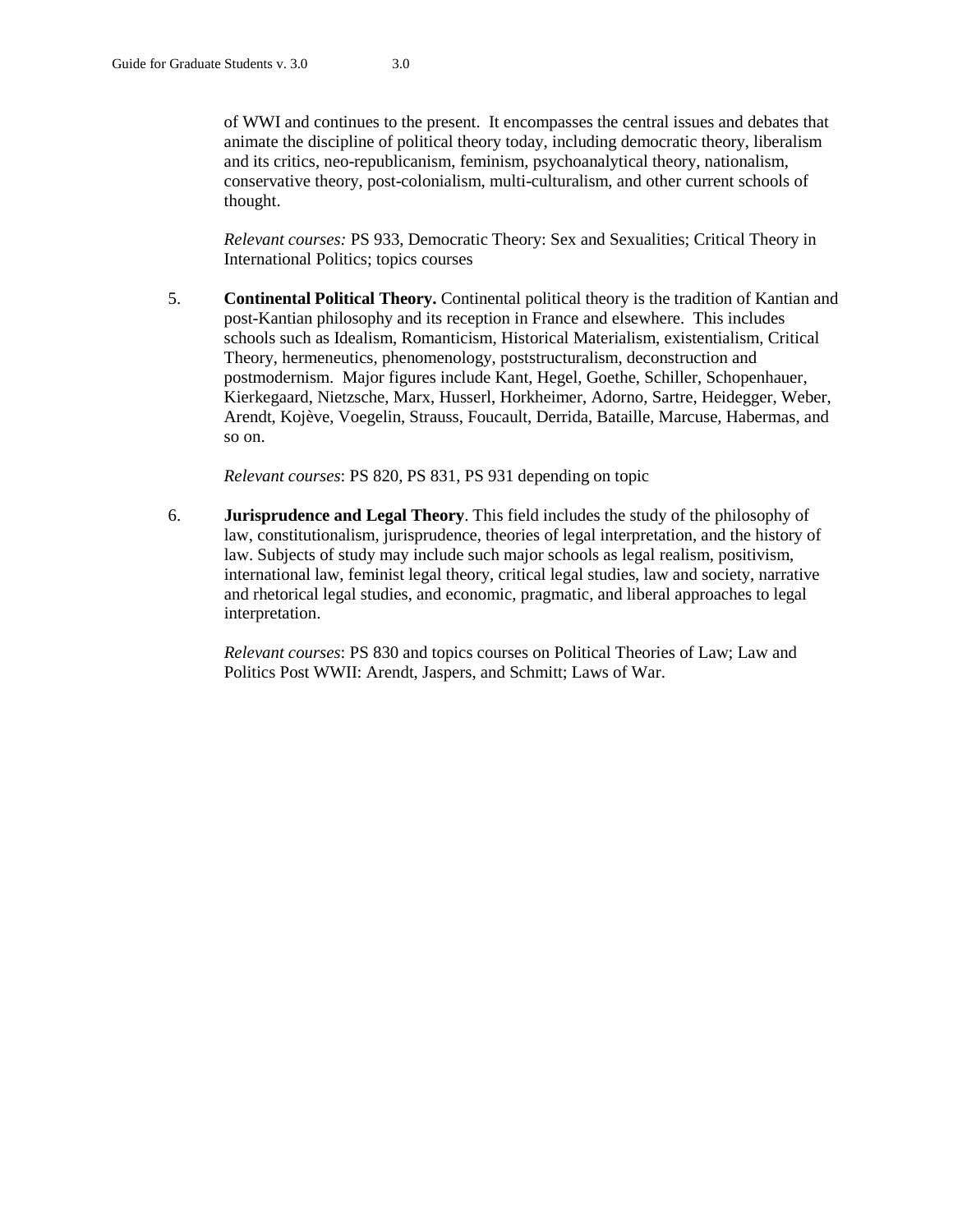of WWI and continues to the present. It encompasses the central issues and debates that animate the discipline of political theory today, including democratic theory, liberalism and its critics, neo-republicanism, feminism, psychoanalytical theory, nationalism, conservative theory, post-colonialism, multi-culturalism, and other current schools of thought.

*Relevant courses:* PS 933, Democratic Theory: Sex and Sexualities; Critical Theory in International Politics; topics courses

5. **Continental Political Theory.** Continental political theory is the tradition of Kantian and post-Kantian philosophy and its reception in France and elsewhere. This includes schools such as Idealism, Romanticism, Historical Materialism, existentialism, Critical Theory, hermeneutics, phenomenology, poststructuralism, deconstruction and postmodernism. Major figures include Kant, Hegel, Goethe, Schiller, Schopenhauer, Kierkegaard, Nietzsche, Marx, Husserl, Horkheimer, Adorno, Sartre, Heidegger, Weber, Arendt, Kojève, Voegelin, Strauss, Foucault, Derrida, Bataille, Marcuse, Habermas, and so on.

   *Relevant courses*: PS 820, PS 831, PS 931 depending on topic

6. **Jurisprudence and Legal Theory**. This field includes the study of the philosophy of law, constitutionalism, jurisprudence, theories of legal interpretation, and the history of law. Subjects of study may include such major schools as legal realism, positivism, international law, feminist legal theory, critical legal studies, law and society, narrative and rhetorical legal studies, and economic, pragmatic, and liberal approaches to legal interpretation.

   *Relevant courses*: PS 830 and topics courses on Political Theories of Law; Law and Politics Post WWII: Arendt, Jaspers, and Schmitt; Laws of War.